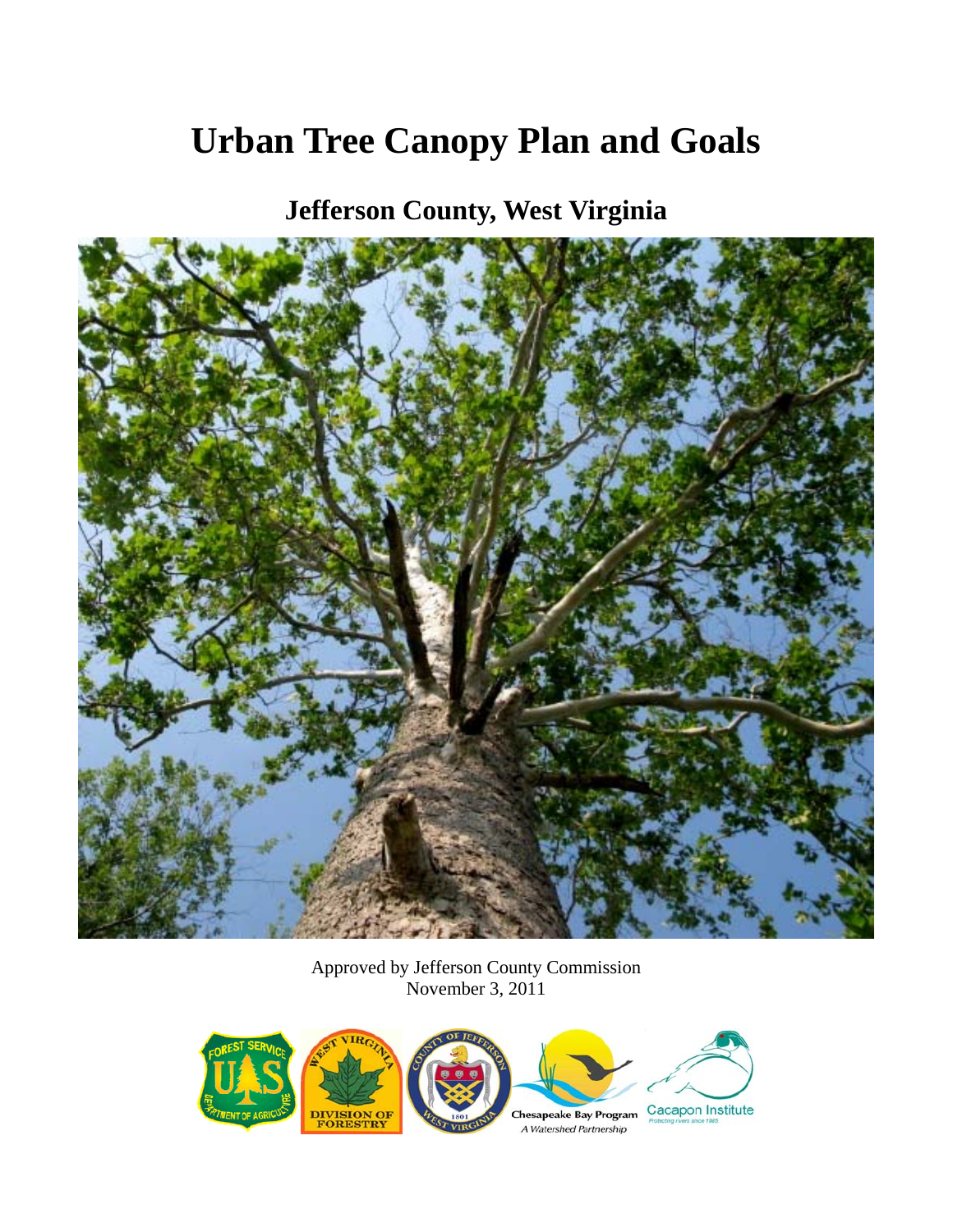# Urban Tree Canopy Plan and Goals

## Jefferson County, West Virginia

Approved by Jefferson County Commission
November 3, 2011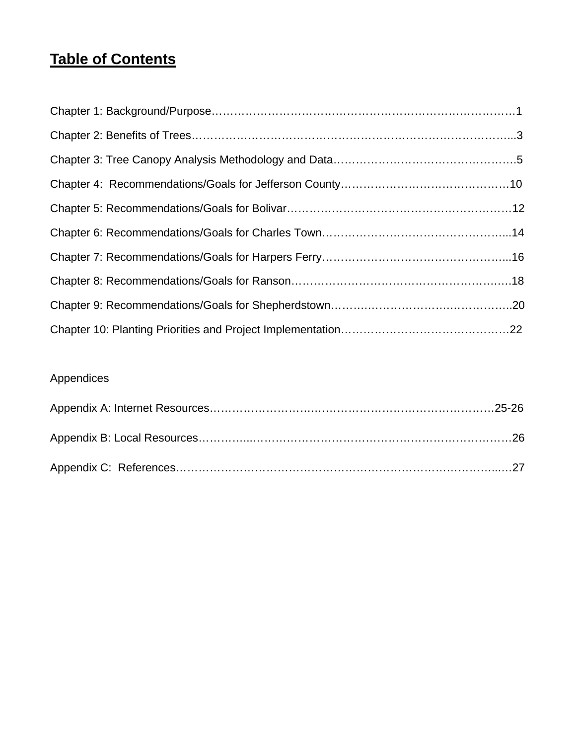# Table of Contents

Chapter 1: Background/Purpose……………………………………………………………………1

Chapter 2: Benefits of Trees………………………………………………………………………...3

Chapter 3: Tree Canopy Analysis Methodology and Data……………………………………….5

Chapter 4: Recommendations/Goals for Jefferson County………………………………………10

Chapter 5: Recommendations/Goals for Bolivar……………………………………………………12

Chapter 6: Recommendations/Goals for Charles Town…………………………………………...14

Chapter 7: Recommendations/Goals for Harpers Ferry…………………………………………...16

Chapter 8: Recommendations/Goals for Ranson…………………………………………………….18

Chapter 9: Recommendations/Goals for Shepherdstown…………………………………………..20

Chapter 10: Planting Priorities and Project Implementation………………………………………22

Appendices

Appendix A: Internet Resources…………………………………………………………………25-26

Appendix B: Local Resources……………………………………………………………………….26

Appendix C: References………………………………………………………………………….…27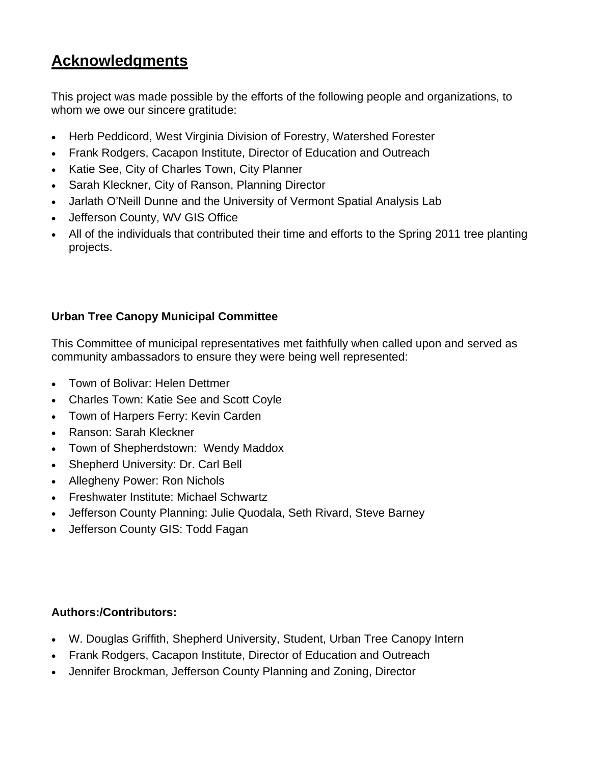# Acknowledgments

This project was made possible by the efforts of the following people and organizations, to whom we owe our sincere gratitude:

- Herb Peddicord, West Virginia Division of Forestry, Watershed Forester
- Frank Rodgers, Cacapon Institute, Director of Education and Outreach
- Katie See, City of Charles Town, City Planner
- Sarah Kleckner, City of Ranson, Planning Director
- Jarlath O'Neill Dunne and the University of Vermont Spatial Analysis Lab
- Jefferson County, WV GIS Office
- All of the individuals that contributed their time and efforts to the Spring 2011 tree planting projects.

**Urban Tree Canopy Municipal Committee**

This Committee of municipal representatives met faithfully when called upon and served as community ambassadors to ensure they were being well represented:

- Town of Bolivar: Helen Dettmer
- Charles Town: Katie See and Scott Coyle
- Town of Harpers Ferry: Kevin Carden
- Ranson: Sarah Kleckner
- Town of Shepherdstown: Wendy Maddox
- Shepherd University: Dr. Carl Bell
- Allegheny Power: Ron Nichols
- Freshwater Institute: Michael Schwartz
- Jefferson County Planning: Julie Quodala, Seth Rivard, Steve Barney
- Jefferson County GIS: Todd Fagan

**Authors:/Contributors:**

- W. Douglas Griffith, Shepherd University, Student, Urban Tree Canopy Intern
- Frank Rodgers, Cacapon Institute, Director of Education and Outreach
- Jennifer Brockman, Jefferson County Planning and Zoning, Director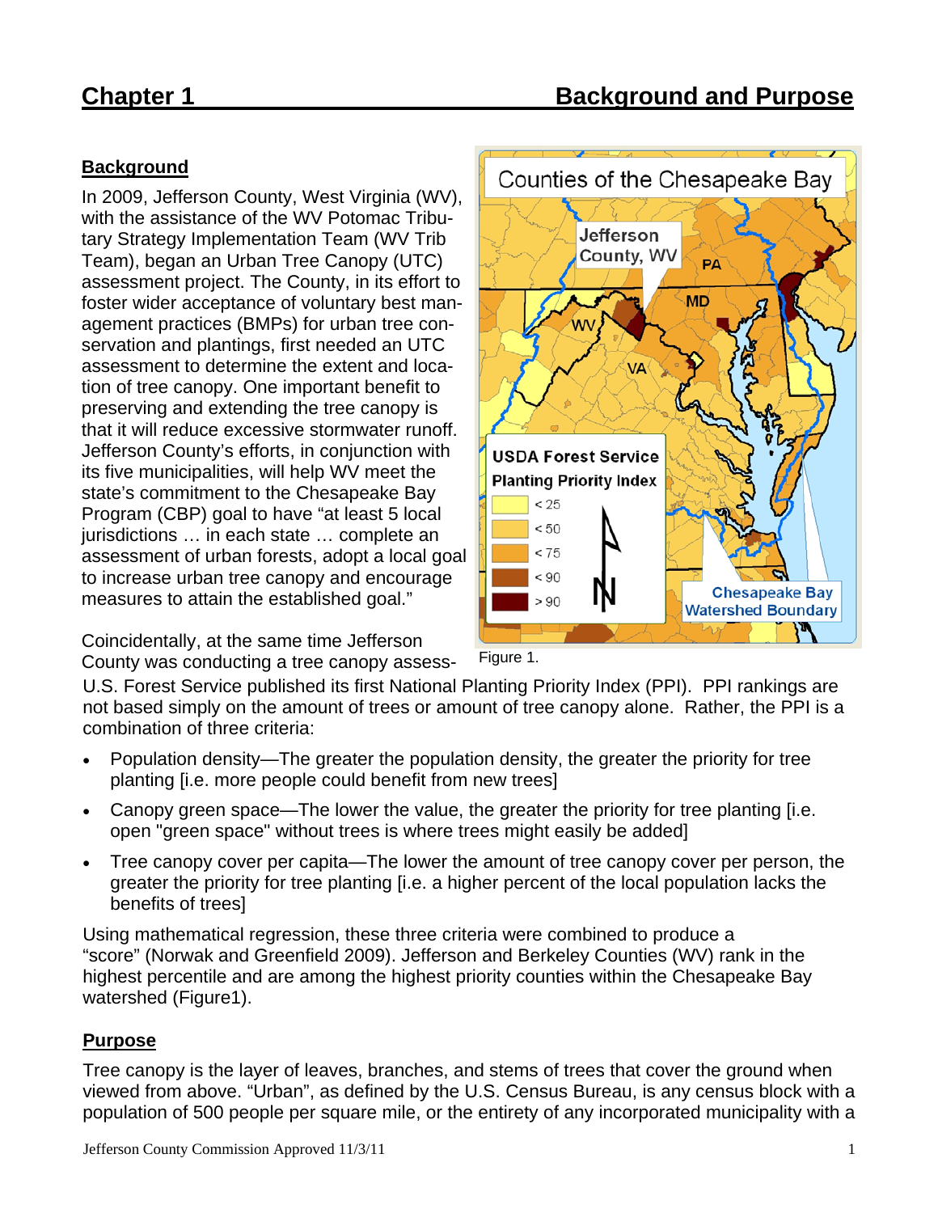# Chapter 1 Background and Purpose

## Background

In 2009, Jefferson County, West Virginia (WV), with the assistance of the WV Potomac Tributary Strategy Implementation Team (WV Trib Team), began an Urban Tree Canopy (UTC) assessment project. The County, in its effort to foster wider acceptance of voluntary best management practices (BMPs) for urban tree conservation and plantings, first needed an UTC assessment to determine the extent and location of tree canopy. One important benefit to preserving and extending the tree canopy is that it will reduce excessive stormwater runoff. Jefferson County's efforts, in conjunction with its five municipalities, will help WV meet the state's commitment to the Chesapeake Bay Program (CBP) goal to have "at least 5 local jurisdictions … in each state … complete an assessment of urban forests, adopt a local goal to increase urban tree canopy and encourage measures to attain the established goal."

Figure 1.

Coincidentally, at the same time Jefferson County was conducting a tree canopy assessment, the U.S. Forest Service published its first National Planting Priority Index (PPI). PPI rankings are not based simply on the amount of trees or amount of tree canopy alone. Rather, the PPI is a combination of three criteria:

- Population density—The greater the population density, the greater the priority for tree planting [i.e. more people could benefit from new trees]
- Canopy green space—The lower the value, the greater the priority for tree planting [i.e. open "green space" without trees is where trees might easily be added]
- Tree canopy cover per capita—The lower the amount of tree canopy cover per person, the greater the priority for tree planting [i.e. a higher percent of the local population lacks the benefits of trees]

Using mathematical regression, these three criteria were combined to produce a "score" (Norwak and Greenfield 2009). Jefferson and Berkeley Counties (WV) rank in the highest percentile and are among the highest priority counties within the Chesapeake Bay watershed (Figure1).

## Purpose

Tree canopy is the layer of leaves, branches, and stems of trees that cover the ground when viewed from above. "Urban", as defined by the U.S. Census Bureau, is any census block with a population of 500 people per square mile, or the entirety of any incorporated municipality with a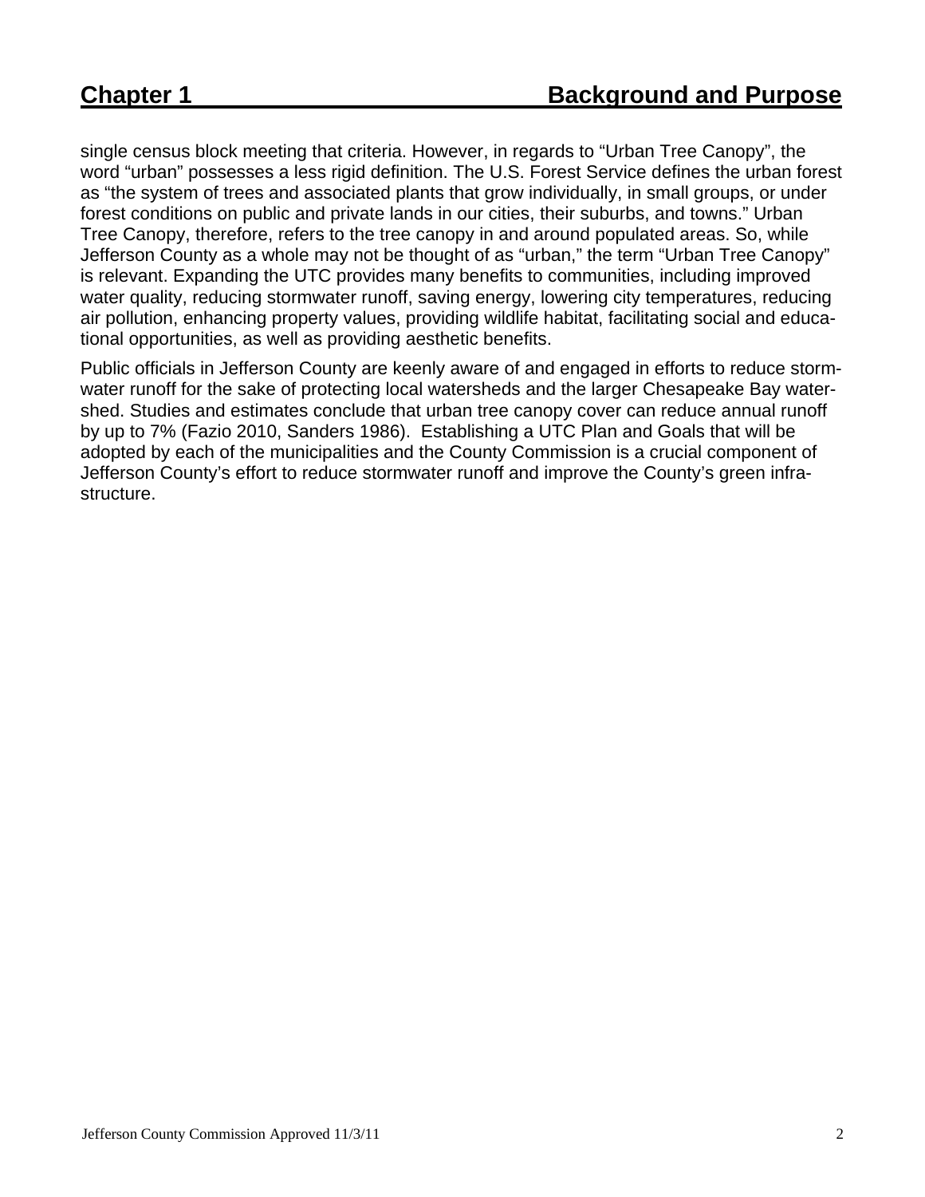single census block meeting that criteria. However, in regards to "Urban Tree Canopy", the word "urban" possesses a less rigid definition. The U.S. Forest Service defines the urban forest as "the system of trees and associated plants that grow individually, in small groups, or under forest conditions on public and private lands in our cities, their suburbs, and towns." Urban Tree Canopy, therefore, refers to the tree canopy in and around populated areas. So, while Jefferson County as a whole may not be thought of as "urban," the term "Urban Tree Canopy" is relevant. Expanding the UTC provides many benefits to communities, including improved water quality, reducing stormwater runoff, saving energy, lowering city temperatures, reducing air pollution, enhancing property values, providing wildlife habitat, facilitating social and educational opportunities, as well as providing aesthetic benefits.

Public officials in Jefferson County are keenly aware of and engaged in efforts to reduce stormwater runoff for the sake of protecting local watersheds and the larger Chesapeake Bay watershed. Studies and estimates conclude that urban tree canopy cover can reduce annual runoff by up to 7% (Fazio 2010, Sanders 1986). Establishing a UTC Plan and Goals that will be adopted by each of the municipalities and the County Commission is a crucial component of Jefferson County's effort to reduce stormwater runoff and improve the County's green infrastructure.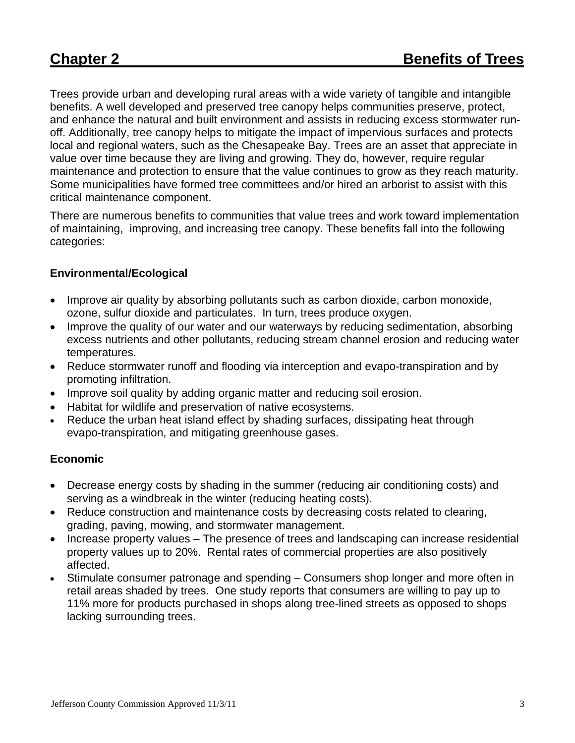# Chapter 2 Benefits of Trees

Trees provide urban and developing rural areas with a wide variety of tangible and intangible benefits. A well developed and preserved tree canopy helps communities preserve, protect, and enhance the natural and built environment and assists in reducing excess stormwater run-off. Additionally, tree canopy helps to mitigate the impact of impervious surfaces and protects local and regional waters, such as the Chesapeake Bay. Trees are an asset that appreciate in value over time because they are living and growing. They do, however, require regular maintenance and protection to ensure that the value continues to grow as they reach maturity. Some municipalities have formed tree committees and/or hired an arborist to assist with this critical maintenance component.

There are numerous benefits to communities that value trees and work toward implementation of maintaining, improving, and increasing tree canopy. These benefits fall into the following categories:

**Environmental/Ecological**

- Improve air quality by absorbing pollutants such as carbon dioxide, carbon monoxide, ozone, sulfur dioxide and particulates. In turn, trees produce oxygen.
- Improve the quality of our water and our waterways by reducing sedimentation, absorbing excess nutrients and other pollutants, reducing stream channel erosion and reducing water temperatures.
- Reduce stormwater runoff and flooding via interception and evapo-transpiration and by promoting infiltration.
- Improve soil quality by adding organic matter and reducing soil erosion.
- Habitat for wildlife and preservation of native ecosystems.
- Reduce the urban heat island effect by shading surfaces, dissipating heat through evapo-transpiration, and mitigating greenhouse gases.

**Economic**

- Decrease energy costs by shading in the summer (reducing air conditioning costs) and serving as a windbreak in the winter (reducing heating costs).
- Reduce construction and maintenance costs by decreasing costs related to clearing, grading, paving, mowing, and stormwater management.
- Increase property values – The presence of trees and landscaping can increase residential property values up to 20%. Rental rates of commercial properties are also positively affected.
- Stimulate consumer patronage and spending – Consumers shop longer and more often in retail areas shaded by trees. One study reports that consumers are willing to pay up to 11% more for products purchased in shops along tree-lined streets as opposed to shops lacking surrounding trees.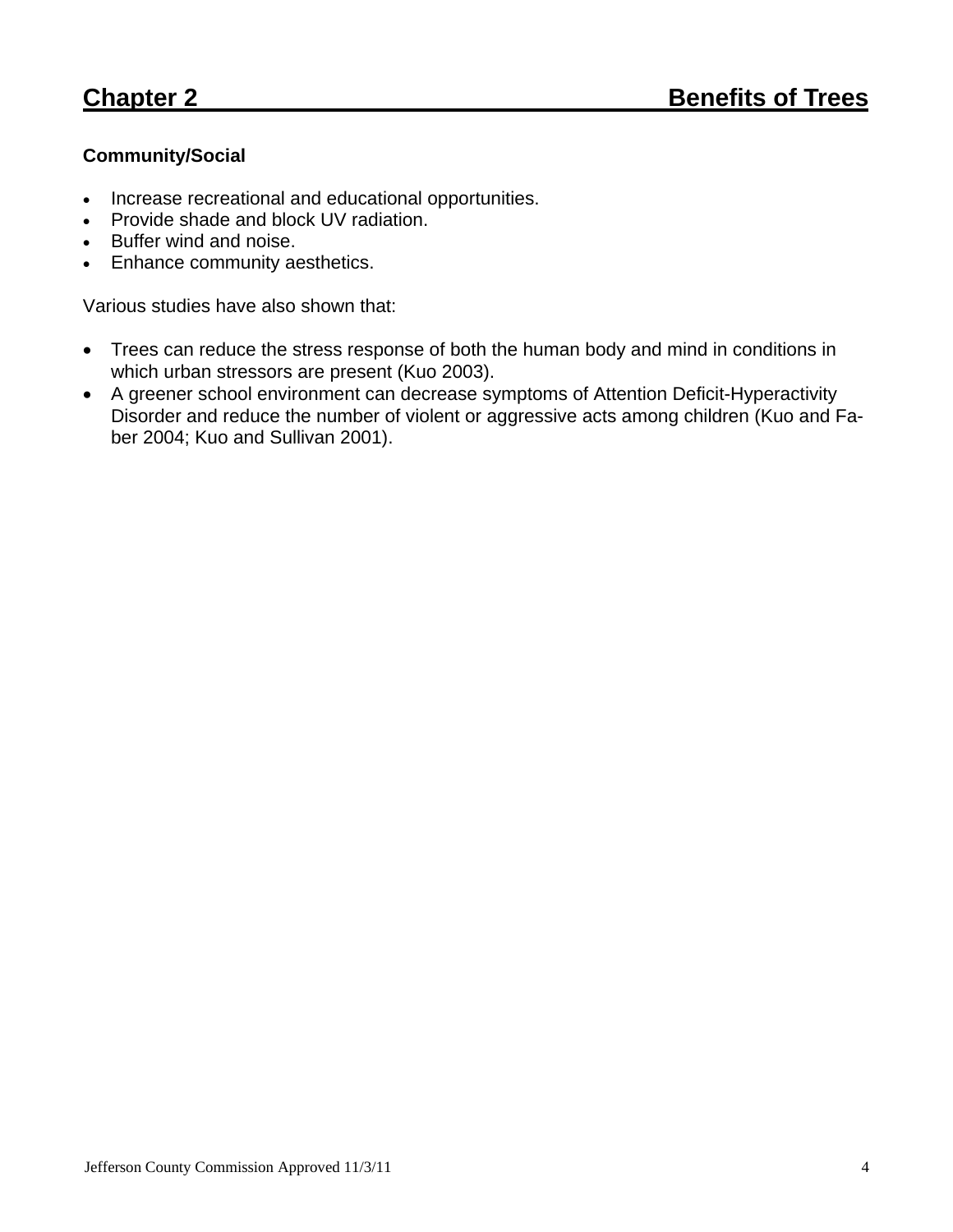# Chapter 2 Benefits of Trees

**Community/Social**

- Increase recreational and educational opportunities.
- Provide shade and block UV radiation.
- Buffer wind and noise.
- Enhance community aesthetics.

Various studies have also shown that:

- Trees can reduce the stress response of both the human body and mind in conditions in which urban stressors are present (Kuo 2003).
- A greener school environment can decrease symptoms of Attention Deficit-Hyperactivity Disorder and reduce the number of violent or aggressive acts among children (Kuo and Faber 2004; Kuo and Sullivan 2001).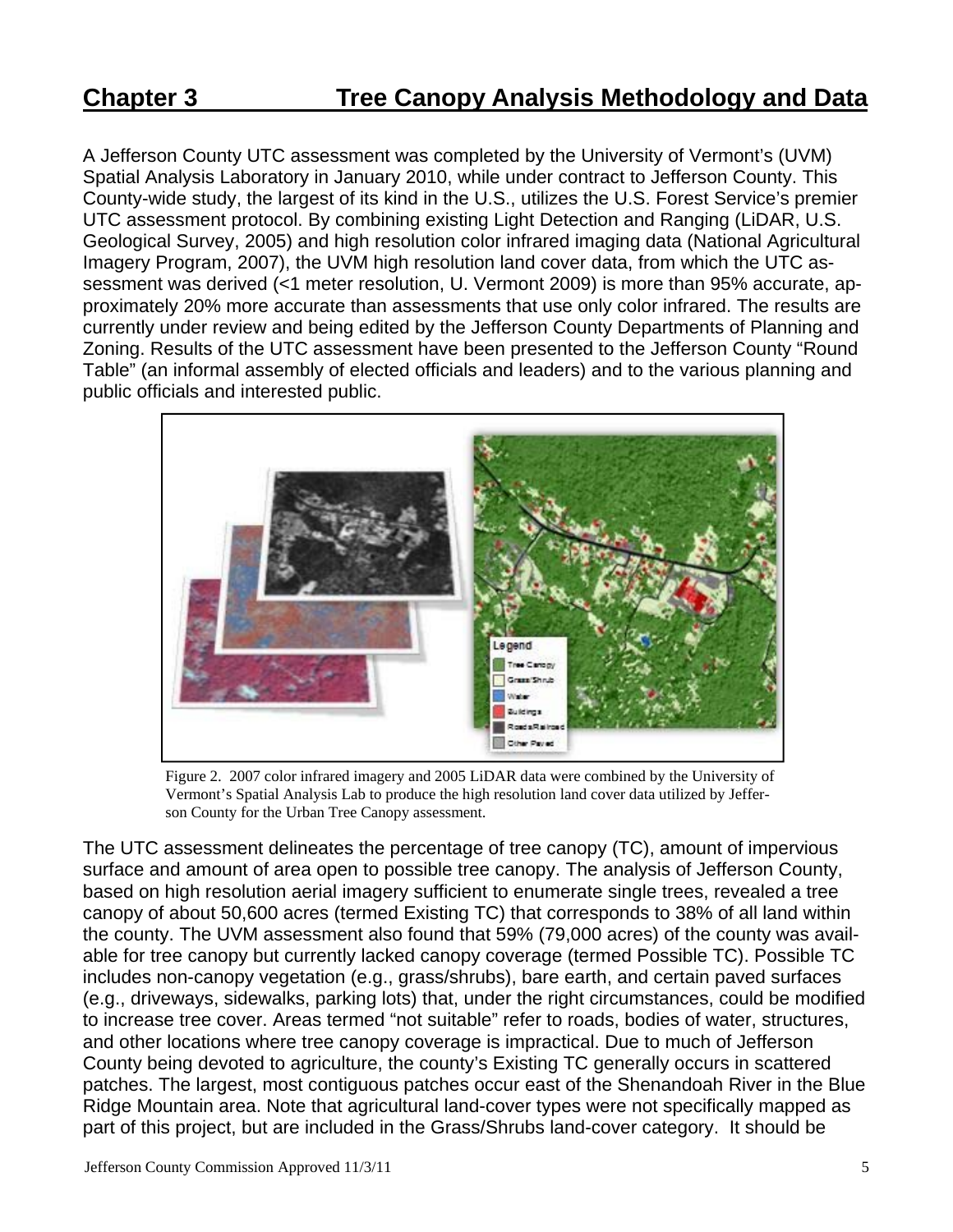# Chapter 3 Tree Canopy Analysis Methodology and Data

A Jefferson County UTC assessment was completed by the University of Vermont's (UVM) Spatial Analysis Laboratory in January 2010, while under contract to Jefferson County. This County-wide study, the largest of its kind in the U.S., utilizes the U.S. Forest Service's premier UTC assessment protocol. By combining existing Light Detection and Ranging (LiDAR, U.S. Geological Survey, 2005) and high resolution color infrared imaging data (National Agricultural Imagery Program, 2007), the UVM high resolution land cover data, from which the UTC assessment was derived (<1 meter resolution, U. Vermont 2009) is more than 95% accurate, approximately 20% more accurate than assessments that use only color infrared. The results are currently under review and being edited by the Jefferson County Departments of Planning and Zoning. Results of the UTC assessment have been presented to the Jefferson County "Round Table" (an informal assembly of elected officials and leaders) and to the various planning and public officials and interested public.

Figure 2. 2007 color infrared imagery and 2005 LiDAR data were combined by the University of Vermont's Spatial Analysis Lab to produce the high resolution land cover data utilized by Jefferson County for the Urban Tree Canopy assessment.

The UTC assessment delineates the percentage of tree canopy (TC), amount of impervious surface and amount of area open to possible tree canopy. The analysis of Jefferson County, based on high resolution aerial imagery sufficient to enumerate single trees, revealed a tree canopy of about 50,600 acres (termed Existing TC) that corresponds to 38% of all land within the county. The UVM assessment also found that 59% (79,000 acres) of the county was available for tree canopy but currently lacked canopy coverage (termed Possible TC). Possible TC includes non-canopy vegetation (e.g., grass/shrubs), bare earth, and certain paved surfaces (e.g., driveways, sidewalks, parking lots) that, under the right circumstances, could be modified to increase tree cover. Areas termed "not suitable" refer to roads, bodies of water, structures, and other locations where tree canopy coverage is impractical. Due to much of Jefferson County being devoted to agriculture, the county's Existing TC generally occurs in scattered patches. The largest, most contiguous patches occur east of the Shenandoah River in the Blue Ridge Mountain area. Note that agricultural land-cover types were not specifically mapped as part of this project, but are included in the Grass/Shrubs land-cover category. It should be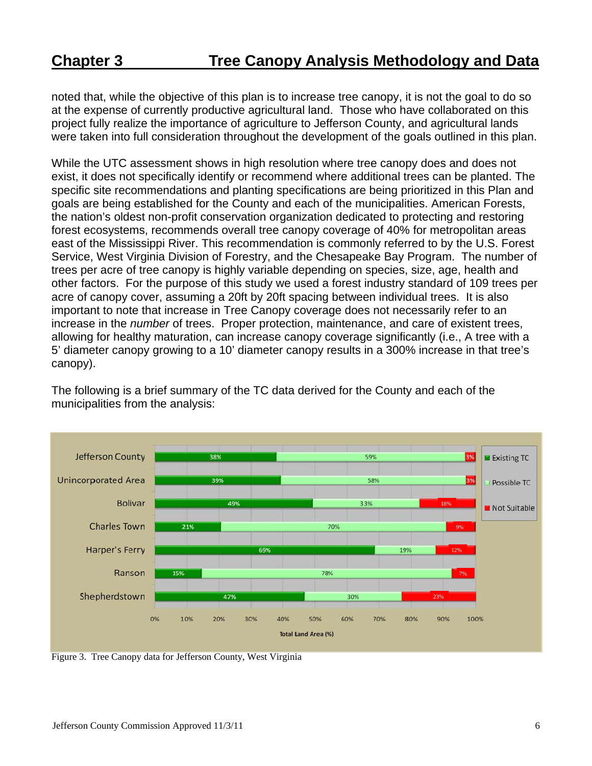noted that, while the objective of this plan is to increase tree canopy, it is not the goal to do so at the expense of currently productive agricultural land. Those who have collaborated on this project fully realize the importance of agriculture to Jefferson County, and agricultural lands were taken into full consideration throughout the development of the goals outlined in this plan.

While the UTC assessment shows in high resolution where tree canopy does and does not exist, it does not specifically identify or recommend where additional trees can be planted. The specific site recommendations and planting specifications are being prioritized in this Plan and goals are being established for the County and each of the municipalities. American Forests, the nation's oldest non-profit conservation organization dedicated to protecting and restoring forest ecosystems, recommends overall tree canopy coverage of 40% for metropolitan areas east of the Mississippi River. This recommendation is commonly referred to by the U.S. Forest Service, West Virginia Division of Forestry, and the Chesapeake Bay Program. The number of trees per acre of tree canopy is highly variable depending on species, size, age, health and other factors. For the purpose of this study we used a forest industry standard of 109 trees per acre of canopy cover, assuming a 20ft by 20ft spacing between individual trees. It is also important to note that increase in Tree Canopy coverage does not necessarily refer to an increase in the *number* of trees. Proper protection, maintenance, and care of existent trees, allowing for healthy maturation, can increase canopy coverage significantly (i.e., A tree with a 5' diameter canopy growing to a 10' diameter canopy results in a 300% increase in that tree's canopy).

The following is a brief summary of the TC data derived for the County and each of the municipalities from the analysis:

| Total Land Area (%) | Existing TC | Possible TC | Not Suitable |
|---|---|---|---|
| Jefferson County | 38% | 59% | 3% |
| Unincorporated Area | 39% | 58% | 3% |
| Bolivar | 49% | 33% | 18% |
| Charles Town | 21% | 70% | 9% |
| Harper's Ferry | 69% | 19% | 12% |
| Ranson | 15% | 78% | 7% |
| Shepherdstown | 47% | 30% | 23% |

Figure 3. Tree Canopy data for Jefferson County, West Virginia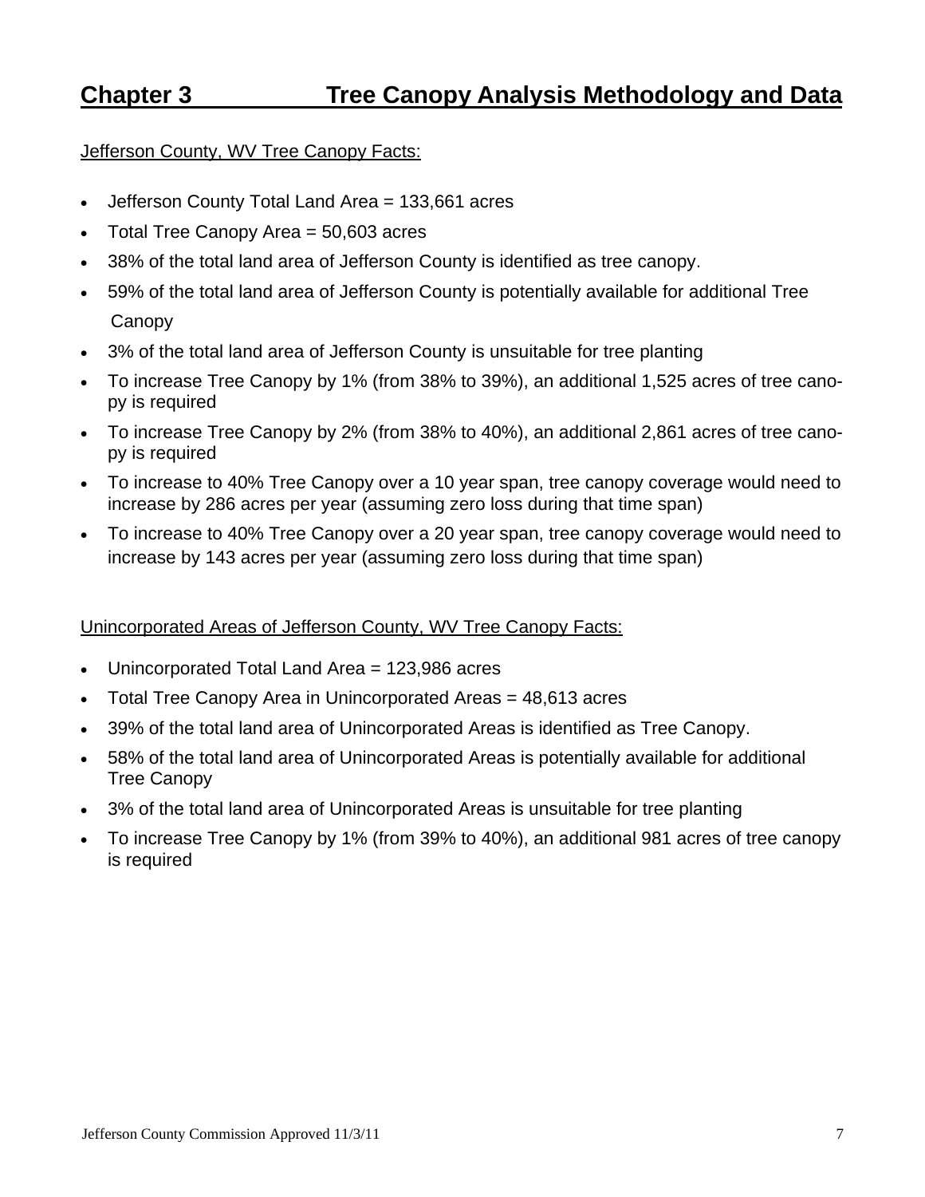# Chapter 3 Tree Canopy Analysis Methodology and Data

Jefferson County, WV Tree Canopy Facts:

- Jefferson County Total Land Area = 133,661 acres
- Total Tree Canopy Area = 50,603 acres
- 38% of the total land area of Jefferson County is identified as tree canopy.
- 59% of the total land area of Jefferson County is potentially available for additional Tree Canopy
- 3% of the total land area of Jefferson County is unsuitable for tree planting
- To increase Tree Canopy by 1% (from 38% to 39%), an additional 1,525 acres of tree canopy is required
- To increase Tree Canopy by 2% (from 38% to 40%), an additional 2,861 acres of tree canopy is required
- To increase to 40% Tree Canopy over a 10 year span, tree canopy coverage would need to increase by 286 acres per year (assuming zero loss during that time span)
- To increase to 40% Tree Canopy over a 20 year span, tree canopy coverage would need to increase by 143 acres per year (assuming zero loss during that time span)

Unincorporated Areas of Jefferson County, WV Tree Canopy Facts:

- Unincorporated Total Land Area = 123,986 acres
- Total Tree Canopy Area in Unincorporated Areas = 48,613 acres
- 39% of the total land area of Unincorporated Areas is identified as Tree Canopy.
- 58% of the total land area of Unincorporated Areas is potentially available for additional Tree Canopy
- 3% of the total land area of Unincorporated Areas is unsuitable for tree planting
- To increase Tree Canopy by 1% (from 39% to 40%), an additional 981 acres of tree canopy is required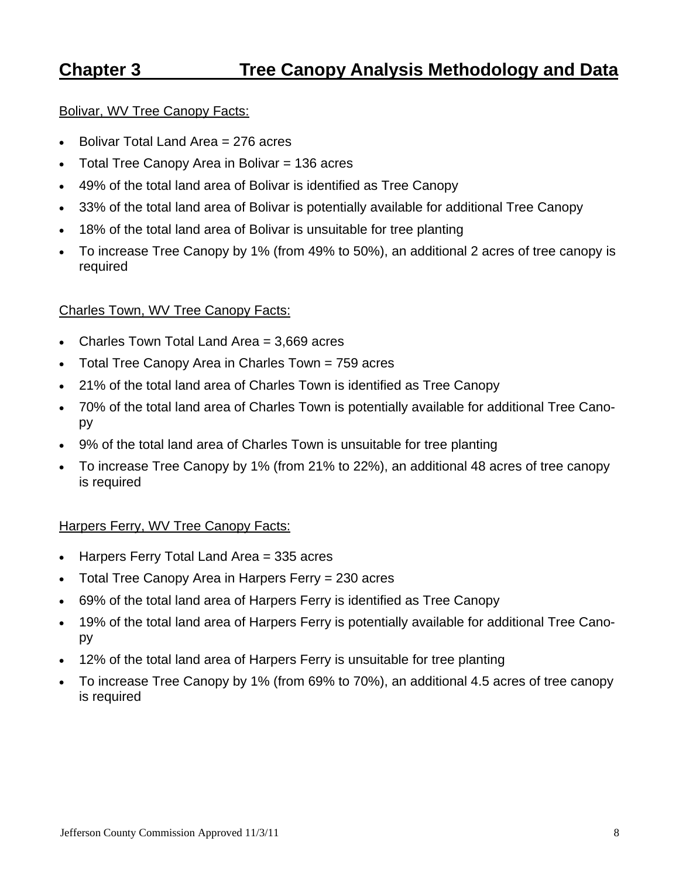# Chapter 3 Tree Canopy Analysis Methodology and Data

Bolivar, WV Tree Canopy Facts:

- Bolivar Total Land Area = 276 acres
- Total Tree Canopy Area in Bolivar = 136 acres
- 49% of the total land area of Bolivar is identified as Tree Canopy
- 33% of the total land area of Bolivar is potentially available for additional Tree Canopy
- 18% of the total land area of Bolivar is unsuitable for tree planting
- To increase Tree Canopy by 1% (from 49% to 50%), an additional 2 acres of tree canopy is required

Charles Town, WV Tree Canopy Facts:

- Charles Town Total Land Area = 3,669 acres
- Total Tree Canopy Area in Charles Town = 759 acres
- 21% of the total land area of Charles Town is identified as Tree Canopy
- 70% of the total land area of Charles Town is potentially available for additional Tree Canopy
- 9% of the total land area of Charles Town is unsuitable for tree planting
- To increase Tree Canopy by 1% (from 21% to 22%), an additional 48 acres of tree canopy is required

Harpers Ferry, WV Tree Canopy Facts:

- Harpers Ferry Total Land Area = 335 acres
- Total Tree Canopy Area in Harpers Ferry = 230 acres
- 69% of the total land area of Harpers Ferry is identified as Tree Canopy
- 19% of the total land area of Harpers Ferry is potentially available for additional Tree Canopy
- 12% of the total land area of Harpers Ferry is unsuitable for tree planting
- To increase Tree Canopy by 1% (from 69% to 70%), an additional 4.5 acres of tree canopy is required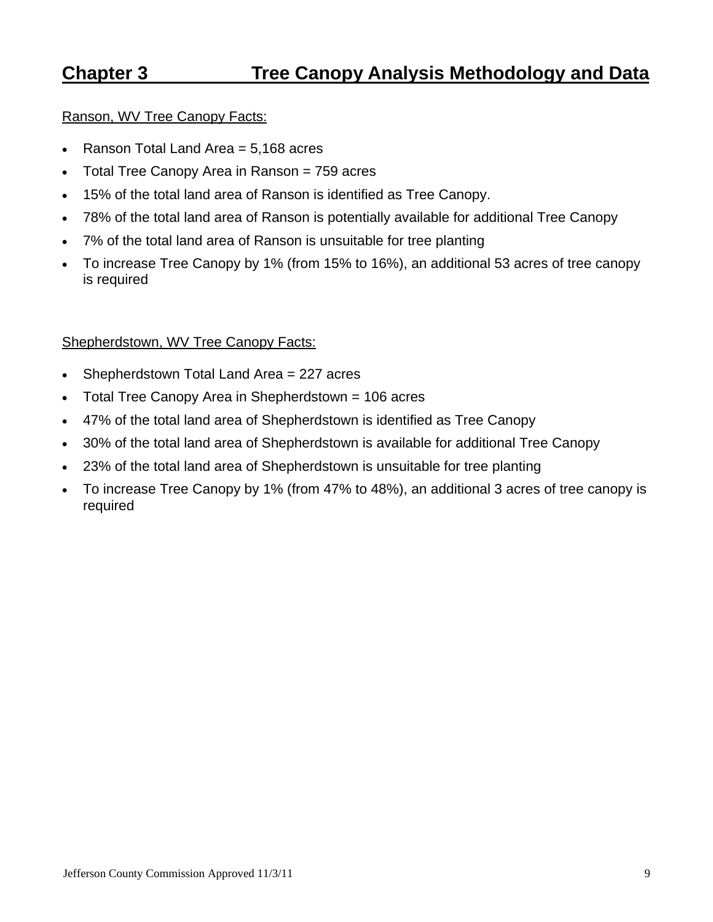# Chapter 3 Tree Canopy Analysis Methodology and Data

Ranson, WV Tree Canopy Facts:

- Ranson Total Land Area = 5,168 acres
- Total Tree Canopy Area in Ranson = 759 acres
- 15% of the total land area of Ranson is identified as Tree Canopy.
- 78% of the total land area of Ranson is potentially available for additional Tree Canopy
- 7% of the total land area of Ranson is unsuitable for tree planting
- To increase Tree Canopy by 1% (from 15% to 16%), an additional 53 acres of tree canopy is required

Shepherdstown, WV Tree Canopy Facts:

- Shepherdstown Total Land Area = 227 acres
- Total Tree Canopy Area in Shepherdstown = 106 acres
- 47% of the total land area of Shepherdstown is identified as Tree Canopy
- 30% of the total land area of Shepherdstown is available for additional Tree Canopy
- 23% of the total land area of Shepherdstown is unsuitable for tree planting
- To increase Tree Canopy by 1% (from 47% to 48%), an additional 3 acres of tree canopy is required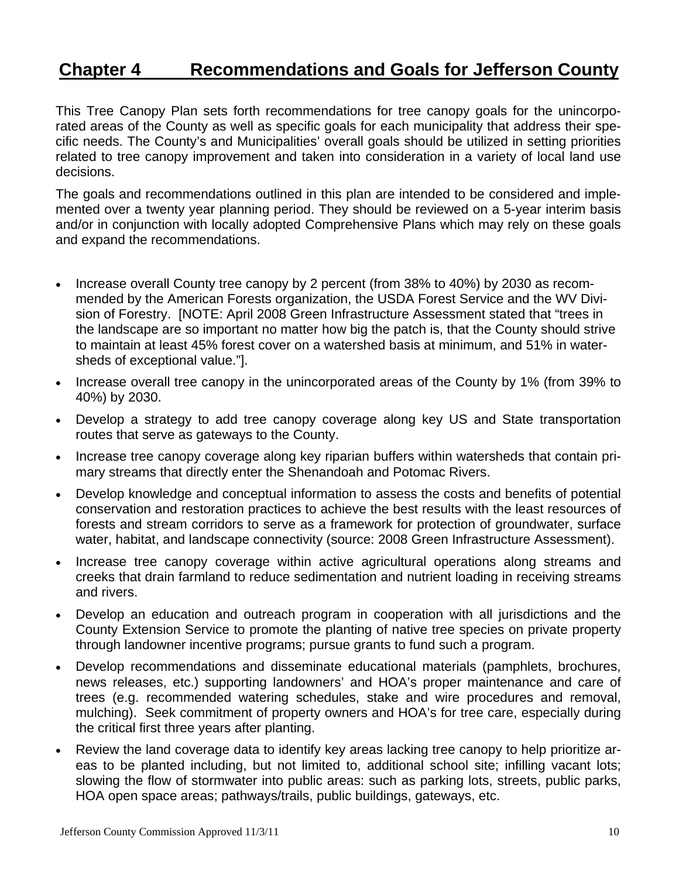# Chapter 4 Recommendations and Goals for Jefferson County

This Tree Canopy Plan sets forth recommendations for tree canopy goals for the unincorporated areas of the County as well as specific goals for each municipality that address their specific needs. The County's and Municipalities' overall goals should be utilized in setting priorities related to tree canopy improvement and taken into consideration in a variety of local land use decisions.

The goals and recommendations outlined in this plan are intended to be considered and implemented over a twenty year planning period. They should be reviewed on a 5-year interim basis and/or in conjunction with locally adopted Comprehensive Plans which may rely on these goals and expand the recommendations.

- Increase overall County tree canopy by 2 percent (from 38% to 40%) by 2030 as recommended by the American Forests organization, the USDA Forest Service and the WV Division of Forestry. [NOTE: April 2008 Green Infrastructure Assessment stated that "trees in the landscape are so important no matter how big the patch is, that the County should strive to maintain at least 45% forest cover on a watershed basis at minimum, and 51% in watersheds of exceptional value."].
- Increase overall tree canopy in the unincorporated areas of the County by 1% (from 39% to 40%) by 2030.
- Develop a strategy to add tree canopy coverage along key US and State transportation routes that serve as gateways to the County.
- Increase tree canopy coverage along key riparian buffers within watersheds that contain primary streams that directly enter the Shenandoah and Potomac Rivers.
- Develop knowledge and conceptual information to assess the costs and benefits of potential conservation and restoration practices to achieve the best results with the least resources of forests and stream corridors to serve as a framework for protection of groundwater, surface water, habitat, and landscape connectivity (source: 2008 Green Infrastructure Assessment).
- Increase tree canopy coverage within active agricultural operations along streams and creeks that drain farmland to reduce sedimentation and nutrient loading in receiving streams and rivers.
- Develop an education and outreach program in cooperation with all jurisdictions and the County Extension Service to promote the planting of native tree species on private property through landowner incentive programs; pursue grants to fund such a program.
- Develop recommendations and disseminate educational materials (pamphlets, brochures, news releases, etc.) supporting landowners' and HOA's proper maintenance and care of trees (e.g. recommended watering schedules, stake and wire procedures and removal, mulching). Seek commitment of property owners and HOA's for tree care, especially during the critical first three years after planting.
- Review the land coverage data to identify key areas lacking tree canopy to help prioritize areas to be planted including, but not limited to, additional school site; infilling vacant lots; slowing the flow of stormwater into public areas: such as parking lots, streets, public parks, HOA open space areas; pathways/trails, public buildings, gateways, etc.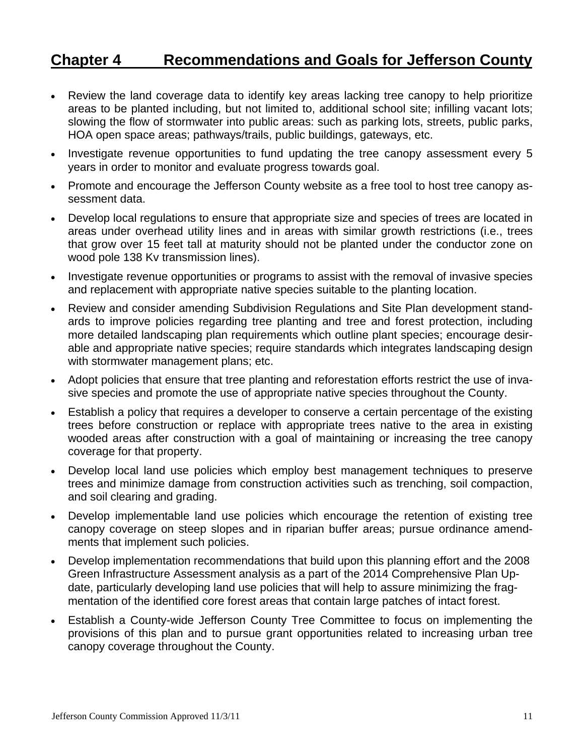# Chapter 4 Recommendations and Goals for Jefferson County

- Review the land coverage data to identify key areas lacking tree canopy to help prioritize areas to be planted including, but not limited to, additional school site; infilling vacant lots; slowing the flow of stormwater into public areas: such as parking lots, streets, public parks, HOA open space areas; pathways/trails, public buildings, gateways, etc.
- Investigate revenue opportunities to fund updating the tree canopy assessment every 5 years in order to monitor and evaluate progress towards goal.
- Promote and encourage the Jefferson County website as a free tool to host tree canopy assessment data.
- Develop local regulations to ensure that appropriate size and species of trees are located in areas under overhead utility lines and in areas with similar growth restrictions (i.e., trees that grow over 15 feet tall at maturity should not be planted under the conductor zone on wood pole 138 Kv transmission lines).
- Investigate revenue opportunities or programs to assist with the removal of invasive species and replacement with appropriate native species suitable to the planting location.
- Review and consider amending Subdivision Regulations and Site Plan development standards to improve policies regarding tree planting and tree and forest protection, including more detailed landscaping plan requirements which outline plant species; encourage desirable and appropriate native species; require standards which integrates landscaping design with stormwater management plans; etc.
- Adopt policies that ensure that tree planting and reforestation efforts restrict the use of invasive species and promote the use of appropriate native species throughout the County.
- Establish a policy that requires a developer to conserve a certain percentage of the existing trees before construction or replace with appropriate trees native to the area in existing wooded areas after construction with a goal of maintaining or increasing the tree canopy coverage for that property.
- Develop local land use policies which employ best management techniques to preserve trees and minimize damage from construction activities such as trenching, soil compaction, and soil clearing and grading.
- Develop implementable land use policies which encourage the retention of existing tree canopy coverage on steep slopes and in riparian buffer areas; pursue ordinance amendments that implement such policies.
- Develop implementation recommendations that build upon this planning effort and the 2008 Green Infrastructure Assessment analysis as a part of the 2014 Comprehensive Plan Update, particularly developing land use policies that will help to assure minimizing the fragmentation of the identified core forest areas that contain large patches of intact forest.
- Establish a County-wide Jefferson County Tree Committee to focus on implementing the provisions of this plan and to pursue grant opportunities related to increasing urban tree canopy coverage throughout the County.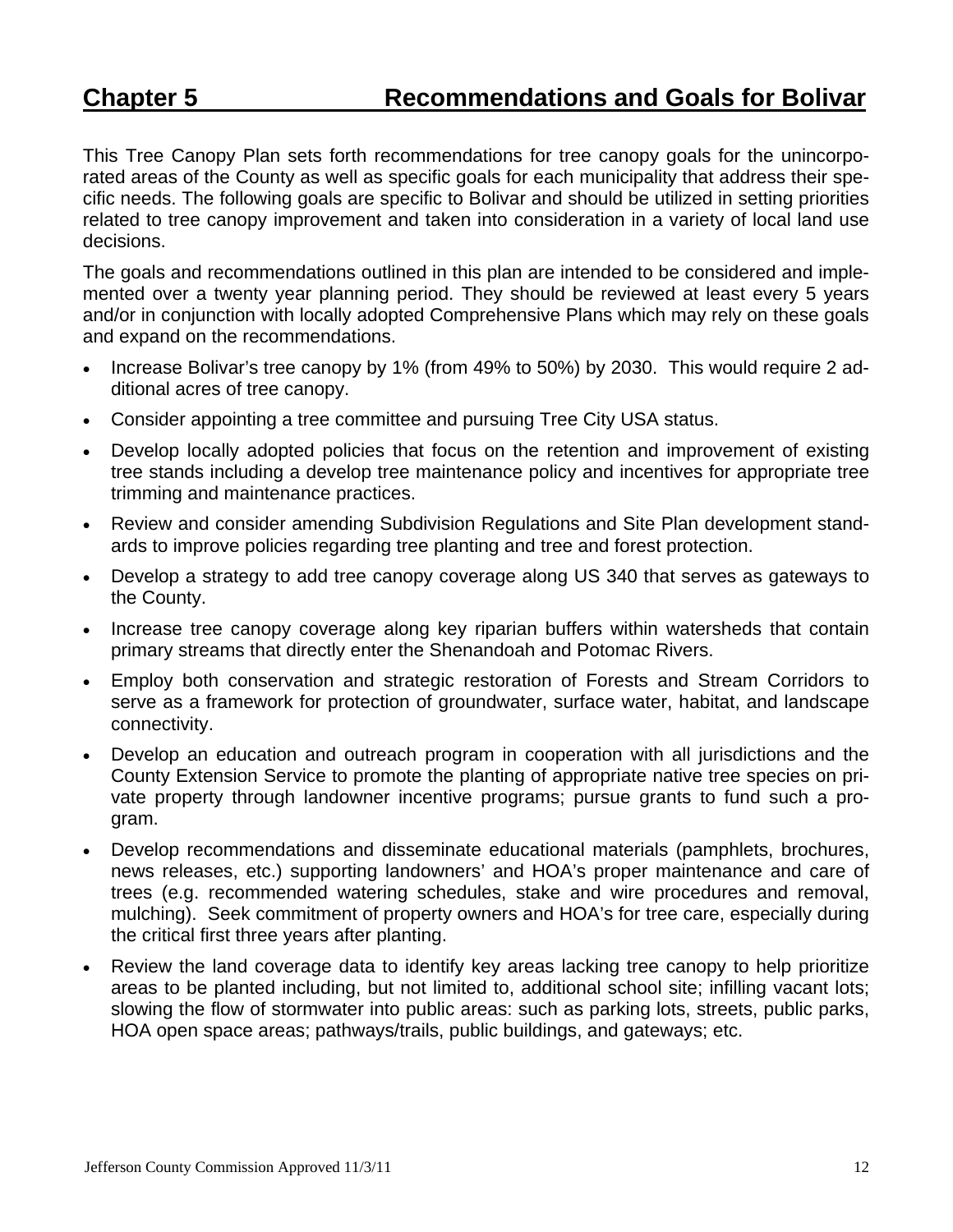# Chapter 5 Recommendations and Goals for Bolivar

This Tree Canopy Plan sets forth recommendations for tree canopy goals for the unincorporated areas of the County as well as specific goals for each municipality that address their specific needs. The following goals are specific to Bolivar and should be utilized in setting priorities related to tree canopy improvement and taken into consideration in a variety of local land use decisions.

The goals and recommendations outlined in this plan are intended to be considered and implemented over a twenty year planning period. They should be reviewed at least every 5 years and/or in conjunction with locally adopted Comprehensive Plans which may rely on these goals and expand on the recommendations.

- Increase Bolivar's tree canopy by 1% (from 49% to 50%) by 2030. This would require 2 additional acres of tree canopy.
- Consider appointing a tree committee and pursuing Tree City USA status.
- Develop locally adopted policies that focus on the retention and improvement of existing tree stands including a develop tree maintenance policy and incentives for appropriate tree trimming and maintenance practices.
- Review and consider amending Subdivision Regulations and Site Plan development standards to improve policies regarding tree planting and tree and forest protection.
- Develop a strategy to add tree canopy coverage along US 340 that serves as gateways to the County.
- Increase tree canopy coverage along key riparian buffers within watersheds that contain primary streams that directly enter the Shenandoah and Potomac Rivers.
- Employ both conservation and strategic restoration of Forests and Stream Corridors to serve as a framework for protection of groundwater, surface water, habitat, and landscape connectivity.
- Develop an education and outreach program in cooperation with all jurisdictions and the County Extension Service to promote the planting of appropriate native tree species on private property through landowner incentive programs; pursue grants to fund such a program.
- Develop recommendations and disseminate educational materials (pamphlets, brochures, news releases, etc.) supporting landowners' and HOA's proper maintenance and care of trees (e.g. recommended watering schedules, stake and wire procedures and removal, mulching). Seek commitment of property owners and HOA's for tree care, especially during the critical first three years after planting.
- Review the land coverage data to identify key areas lacking tree canopy to help prioritize areas to be planted including, but not limited to, additional school site; infilling vacant lots; slowing the flow of stormwater into public areas: such as parking lots, streets, public parks, HOA open space areas; pathways/trails, public buildings, and gateways; etc.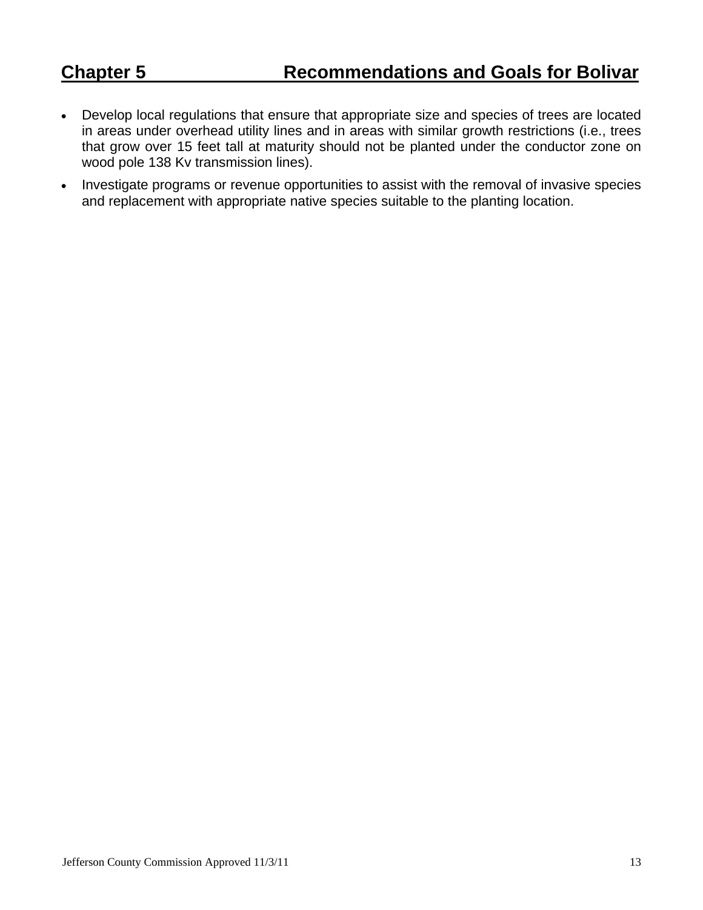## Chapter 5 Recommendations and Goals for Bolivar

- Develop local regulations that ensure that appropriate size and species of trees are located in areas under overhead utility lines and in areas with similar growth restrictions (i.e., trees that grow over 15 feet tall at maturity should not be planted under the conductor zone on wood pole 138 Kv transmission lines).
- Investigate programs or revenue opportunities to assist with the removal of invasive species and replacement with appropriate native species suitable to the planting location.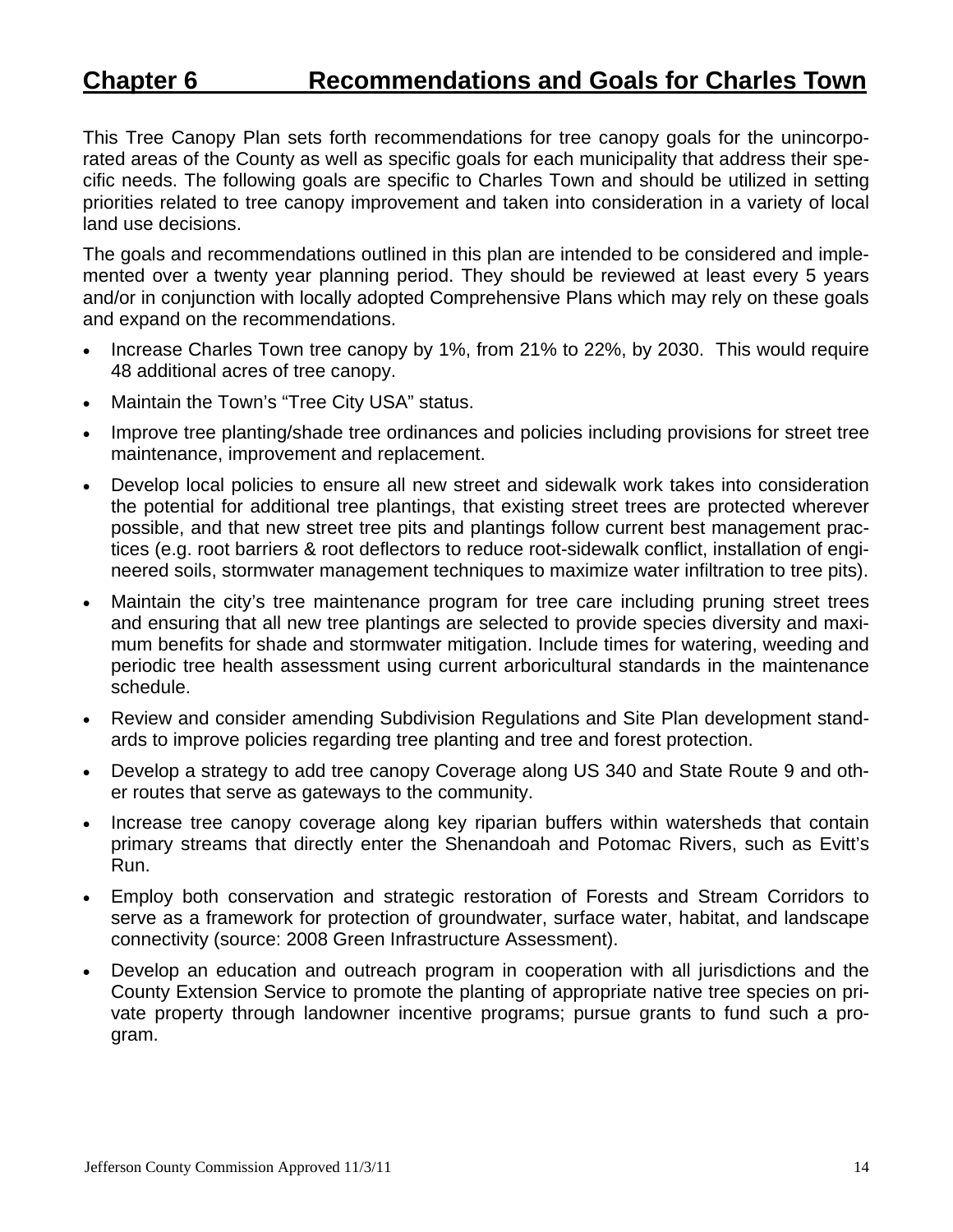# Chapter 6 Recommendations and Goals for Charles Town

This Tree Canopy Plan sets forth recommendations for tree canopy goals for the unincorporated areas of the County as well as specific goals for each municipality that address their specific needs. The following goals are specific to Charles Town and should be utilized in setting priorities related to tree canopy improvement and taken into consideration in a variety of local land use decisions.

The goals and recommendations outlined in this plan are intended to be considered and implemented over a twenty year planning period. They should be reviewed at least every 5 years and/or in conjunction with locally adopted Comprehensive Plans which may rely on these goals and expand on the recommendations.

- Increase Charles Town tree canopy by 1%, from 21% to 22%, by 2030. This would require 48 additional acres of tree canopy.
- Maintain the Town's "Tree City USA" status.
- Improve tree planting/shade tree ordinances and policies including provisions for street tree maintenance, improvement and replacement.
- Develop local policies to ensure all new street and sidewalk work takes into consideration the potential for additional tree plantings, that existing street trees are protected wherever possible, and that new street tree pits and plantings follow current best management practices (e.g. root barriers & root deflectors to reduce root-sidewalk conflict, installation of engineered soils, stormwater management techniques to maximize water infiltration to tree pits).
- Maintain the city's tree maintenance program for tree care including pruning street trees and ensuring that all new tree plantings are selected to provide species diversity and maximum benefits for shade and stormwater mitigation. Include times for watering, weeding and periodic tree health assessment using current arboricultural standards in the maintenance schedule.
- Review and consider amending Subdivision Regulations and Site Plan development standards to improve policies regarding tree planting and tree and forest protection.
- Develop a strategy to add tree canopy Coverage along US 340 and State Route 9 and other routes that serve as gateways to the community.
- Increase tree canopy coverage along key riparian buffers within watersheds that contain primary streams that directly enter the Shenandoah and Potomac Rivers, such as Evitt's Run.
- Employ both conservation and strategic restoration of Forests and Stream Corridors to serve as a framework for protection of groundwater, surface water, habitat, and landscape connectivity (source: 2008 Green Infrastructure Assessment).
- Develop an education and outreach program in cooperation with all jurisdictions and the County Extension Service to promote the planting of appropriate native tree species on private property through landowner incentive programs; pursue grants to fund such a program.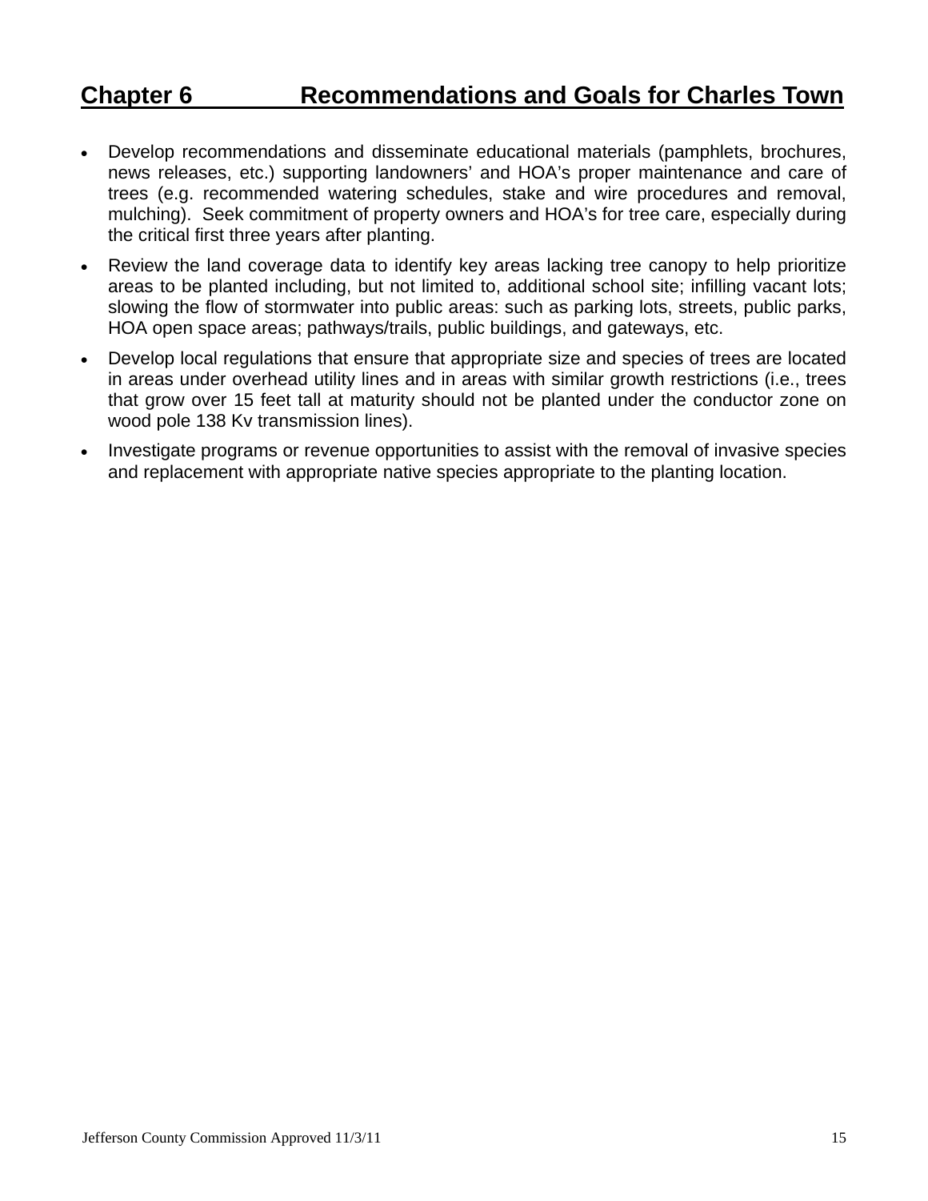## Chapter 6 Recommendations and Goals for Charles Town

- Develop recommendations and disseminate educational materials (pamphlets, brochures, news releases, etc.) supporting landowners' and HOA's proper maintenance and care of trees (e.g. recommended watering schedules, stake and wire procedures and removal, mulching). Seek commitment of property owners and HOA's for tree care, especially during the critical first three years after planting.
- Review the land coverage data to identify key areas lacking tree canopy to help prioritize areas to be planted including, but not limited to, additional school site; infilling vacant lots; slowing the flow of stormwater into public areas: such as parking lots, streets, public parks, HOA open space areas; pathways/trails, public buildings, and gateways, etc.
- Develop local regulations that ensure that appropriate size and species of trees are located in areas under overhead utility lines and in areas with similar growth restrictions (i.e., trees that grow over 15 feet tall at maturity should not be planted under the conductor zone on wood pole 138 Kv transmission lines).
- Investigate programs or revenue opportunities to assist with the removal of invasive species and replacement with appropriate native species appropriate to the planting location.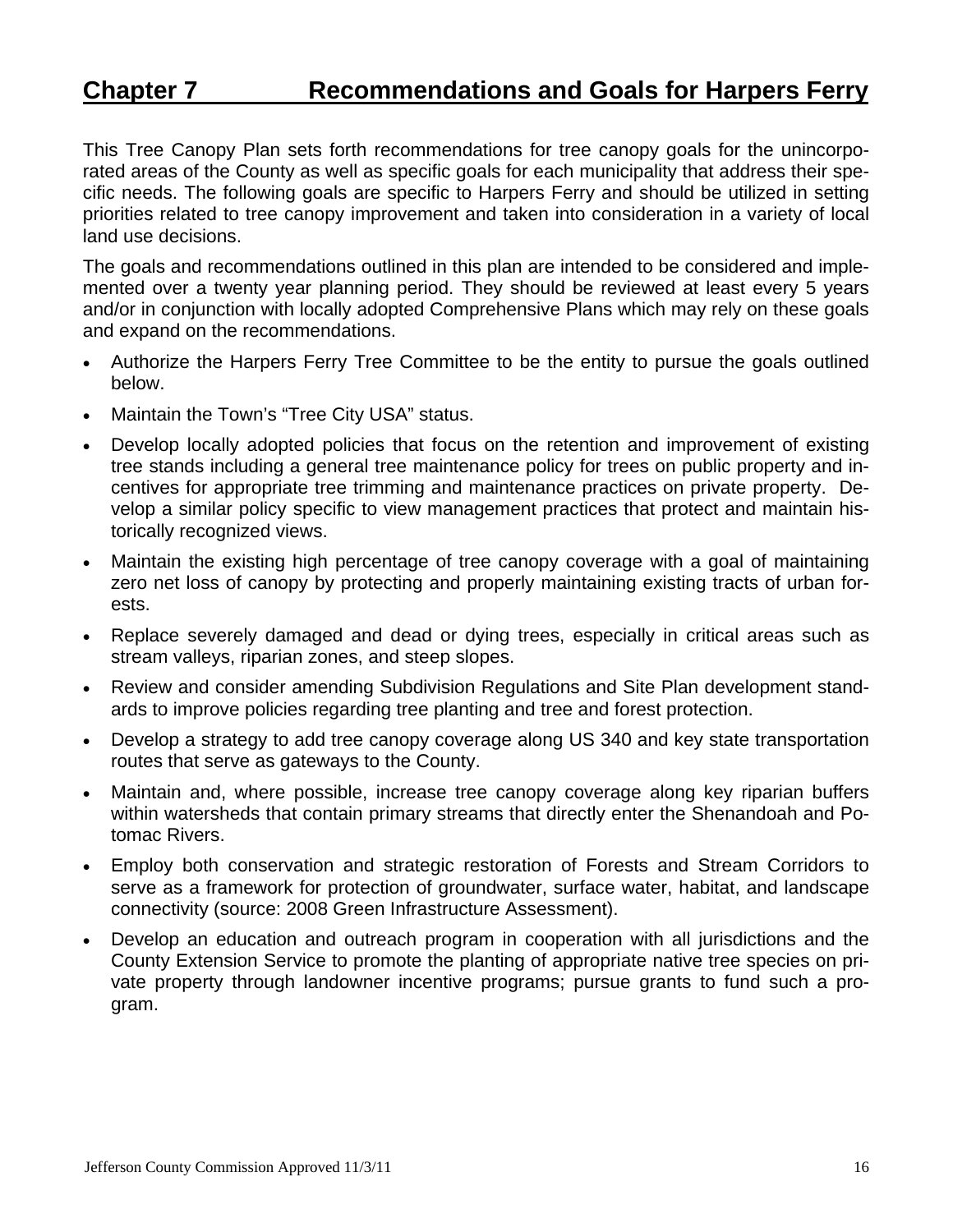# Chapter 7 Recommendations and Goals for Harpers Ferry

This Tree Canopy Plan sets forth recommendations for tree canopy goals for the unincorporated areas of the County as well as specific goals for each municipality that address their specific needs. The following goals are specific to Harpers Ferry and should be utilized in setting priorities related to tree canopy improvement and taken into consideration in a variety of local land use decisions.

The goals and recommendations outlined in this plan are intended to be considered and implemented over a twenty year planning period. They should be reviewed at least every 5 years and/or in conjunction with locally adopted Comprehensive Plans which may rely on these goals and expand on the recommendations.

- Authorize the Harpers Ferry Tree Committee to be the entity to pursue the goals outlined below.
- Maintain the Town's "Tree City USA" status.
- Develop locally adopted policies that focus on the retention and improvement of existing tree stands including a general tree maintenance policy for trees on public property and incentives for appropriate tree trimming and maintenance practices on private property. Develop a similar policy specific to view management practices that protect and maintain historically recognized views.
- Maintain the existing high percentage of tree canopy coverage with a goal of maintaining zero net loss of canopy by protecting and properly maintaining existing tracts of urban forests.
- Replace severely damaged and dead or dying trees, especially in critical areas such as stream valleys, riparian zones, and steep slopes.
- Review and consider amending Subdivision Regulations and Site Plan development standards to improve policies regarding tree planting and tree and forest protection.
- Develop a strategy to add tree canopy coverage along US 340 and key state transportation routes that serve as gateways to the County.
- Maintain and, where possible, increase tree canopy coverage along key riparian buffers within watersheds that contain primary streams that directly enter the Shenandoah and Potomac Rivers.
- Employ both conservation and strategic restoration of Forests and Stream Corridors to serve as a framework for protection of groundwater, surface water, habitat, and landscape connectivity (source: 2008 Green Infrastructure Assessment).
- Develop an education and outreach program in cooperation with all jurisdictions and the County Extension Service to promote the planting of appropriate native tree species on private property through landowner incentive programs; pursue grants to fund such a program.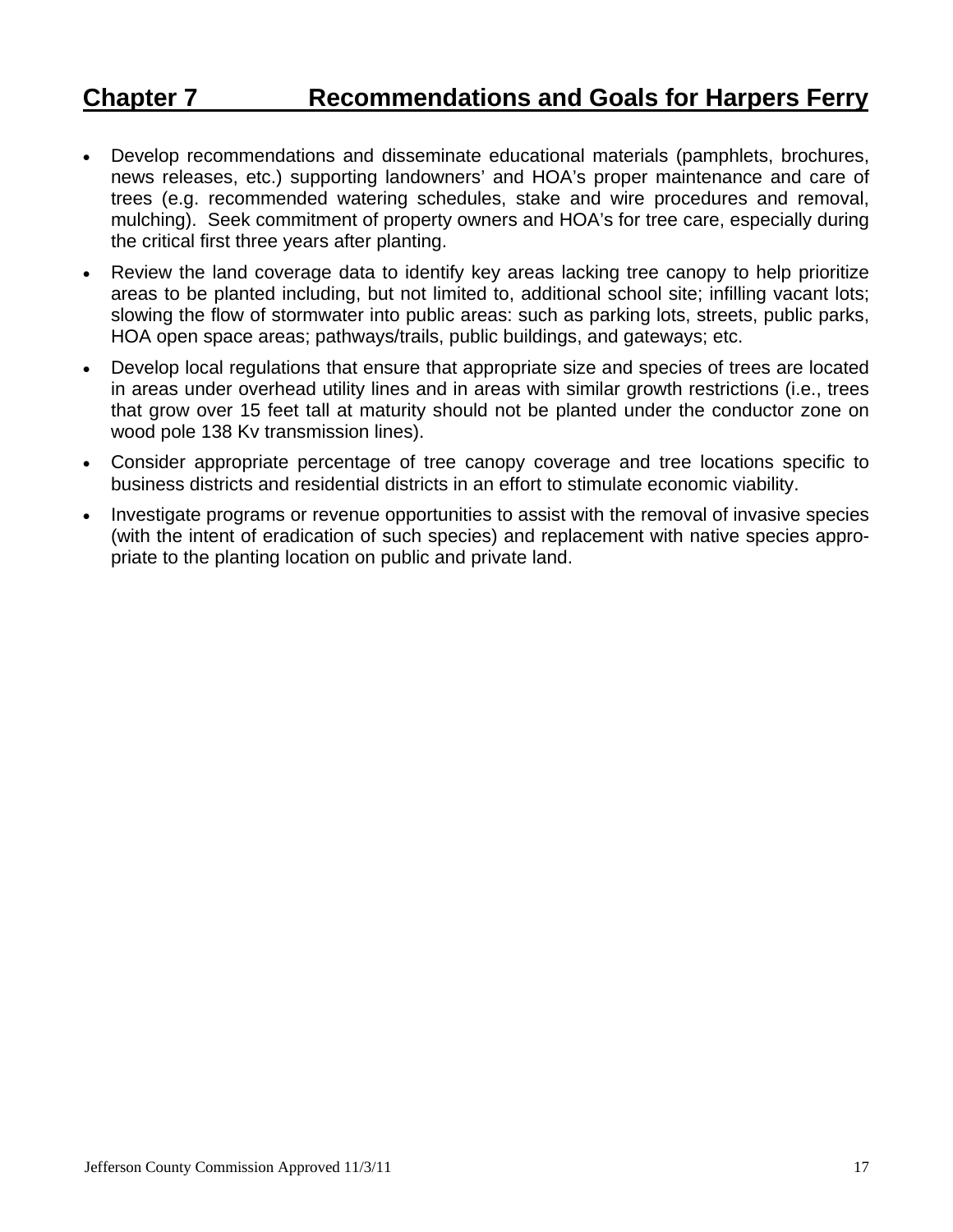## Chapter 7 Recommendations and Goals for Harpers Ferry

- Develop recommendations and disseminate educational materials (pamphlets, brochures, news releases, etc.) supporting landowners' and HOA's proper maintenance and care of trees (e.g. recommended watering schedules, stake and wire procedures and removal, mulching). Seek commitment of property owners and HOA's for tree care, especially during the critical first three years after planting.
- Review the land coverage data to identify key areas lacking tree canopy to help prioritize areas to be planted including, but not limited to, additional school site; infilling vacant lots; slowing the flow of stormwater into public areas: such as parking lots, streets, public parks, HOA open space areas; pathways/trails, public buildings, and gateways; etc.
- Develop local regulations that ensure that appropriate size and species of trees are located in areas under overhead utility lines and in areas with similar growth restrictions (i.e., trees that grow over 15 feet tall at maturity should not be planted under the conductor zone on wood pole 138 Kv transmission lines).
- Consider appropriate percentage of tree canopy coverage and tree locations specific to business districts and residential districts in an effort to stimulate economic viability.
- Investigate programs or revenue opportunities to assist with the removal of invasive species (with the intent of eradication of such species) and replacement with native species appropriate to the planting location on public and private land.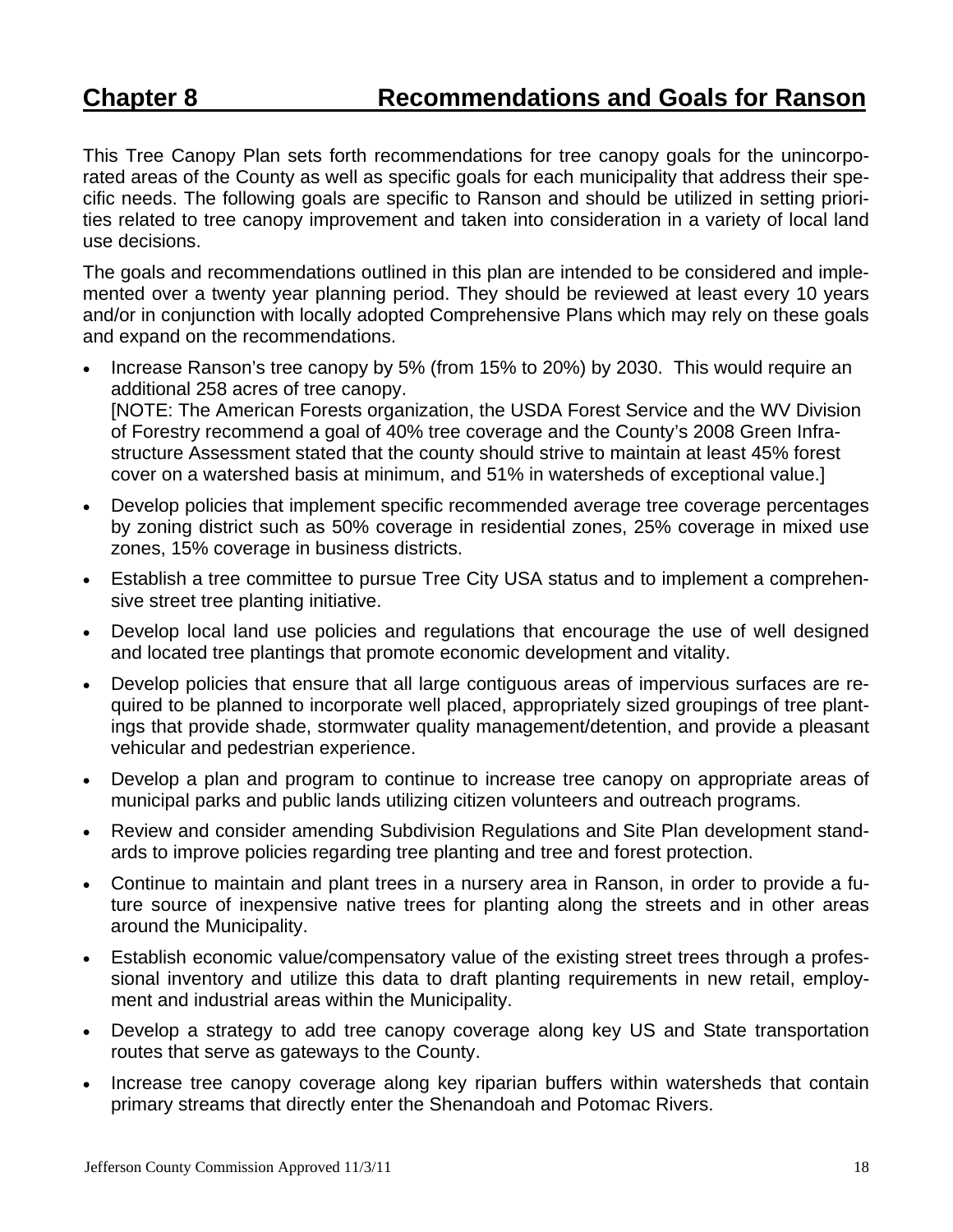# Chapter 8 Recommendations and Goals for Ranson

This Tree Canopy Plan sets forth recommendations for tree canopy goals for the unincorporated areas of the County as well as specific goals for each municipality that address their specific needs. The following goals are specific to Ranson and should be utilized in setting priorities related to tree canopy improvement and taken into consideration in a variety of local land use decisions.

The goals and recommendations outlined in this plan are intended to be considered and implemented over a twenty year planning period. They should be reviewed at least every 10 years and/or in conjunction with locally adopted Comprehensive Plans which may rely on these goals and expand on the recommendations.

- Increase Ranson's tree canopy by 5% (from 15% to 20%) by 2030. This would require an additional 258 acres of tree canopy.
  [NOTE: The American Forests organization, the USDA Forest Service and the WV Division of Forestry recommend a goal of 40% tree coverage and the County's 2008 Green Infrastructure Assessment stated that the county should strive to maintain at least 45% forest cover on a watershed basis at minimum, and 51% in watersheds of exceptional value.]
- Develop policies that implement specific recommended average tree coverage percentages by zoning district such as 50% coverage in residential zones, 25% coverage in mixed use zones, 15% coverage in business districts.
- Establish a tree committee to pursue Tree City USA status and to implement a comprehensive street tree planting initiative.
- Develop local land use policies and regulations that encourage the use of well designed and located tree plantings that promote economic development and vitality.
- Develop policies that ensure that all large contiguous areas of impervious surfaces are required to be planned to incorporate well placed, appropriately sized groupings of tree plantings that provide shade, stormwater quality management/detention, and provide a pleasant vehicular and pedestrian experience.
- Develop a plan and program to continue to increase tree canopy on appropriate areas of municipal parks and public lands utilizing citizen volunteers and outreach programs.
- Review and consider amending Subdivision Regulations and Site Plan development standards to improve policies regarding tree planting and tree and forest protection.
- Continue to maintain and plant trees in a nursery area in Ranson, in order to provide a future source of inexpensive native trees for planting along the streets and in other areas around the Municipality.
- Establish economic value/compensatory value of the existing street trees through a professional inventory and utilize this data to draft planting requirements in new retail, employment and industrial areas within the Municipality.
- Develop a strategy to add tree canopy coverage along key US and State transportation routes that serve as gateways to the County.
- Increase tree canopy coverage along key riparian buffers within watersheds that contain primary streams that directly enter the Shenandoah and Potomac Rivers.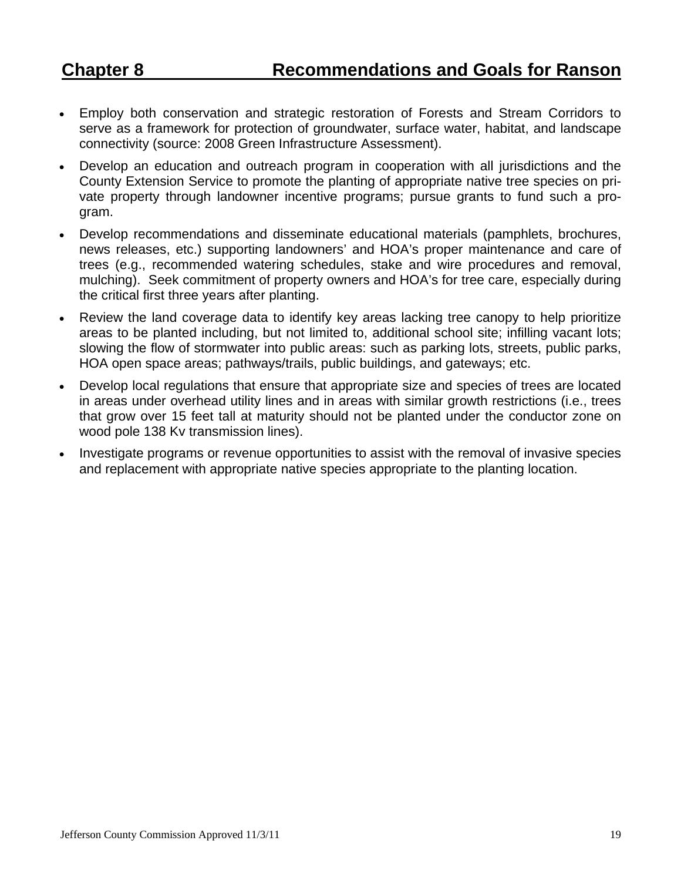## Chapter 8 Recommendations and Goals for Ranson

- Employ both conservation and strategic restoration of Forests and Stream Corridors to serve as a framework for protection of groundwater, surface water, habitat, and landscape connectivity (source: 2008 Green Infrastructure Assessment).
- Develop an education and outreach program in cooperation with all jurisdictions and the County Extension Service to promote the planting of appropriate native tree species on private property through landowner incentive programs; pursue grants to fund such a program.
- Develop recommendations and disseminate educational materials (pamphlets, brochures, news releases, etc.) supporting landowners' and HOA's proper maintenance and care of trees (e.g., recommended watering schedules, stake and wire procedures and removal, mulching). Seek commitment of property owners and HOA's for tree care, especially during the critical first three years after planting.
- Review the land coverage data to identify key areas lacking tree canopy to help prioritize areas to be planted including, but not limited to, additional school site; infilling vacant lots; slowing the flow of stormwater into public areas: such as parking lots, streets, public parks, HOA open space areas; pathways/trails, public buildings, and gateways; etc.
- Develop local regulations that ensure that appropriate size and species of trees are located in areas under overhead utility lines and in areas with similar growth restrictions (i.e., trees that grow over 15 feet tall at maturity should not be planted under the conductor zone on wood pole 138 Kv transmission lines).
- Investigate programs or revenue opportunities to assist with the removal of invasive species and replacement with appropriate native species appropriate to the planting location.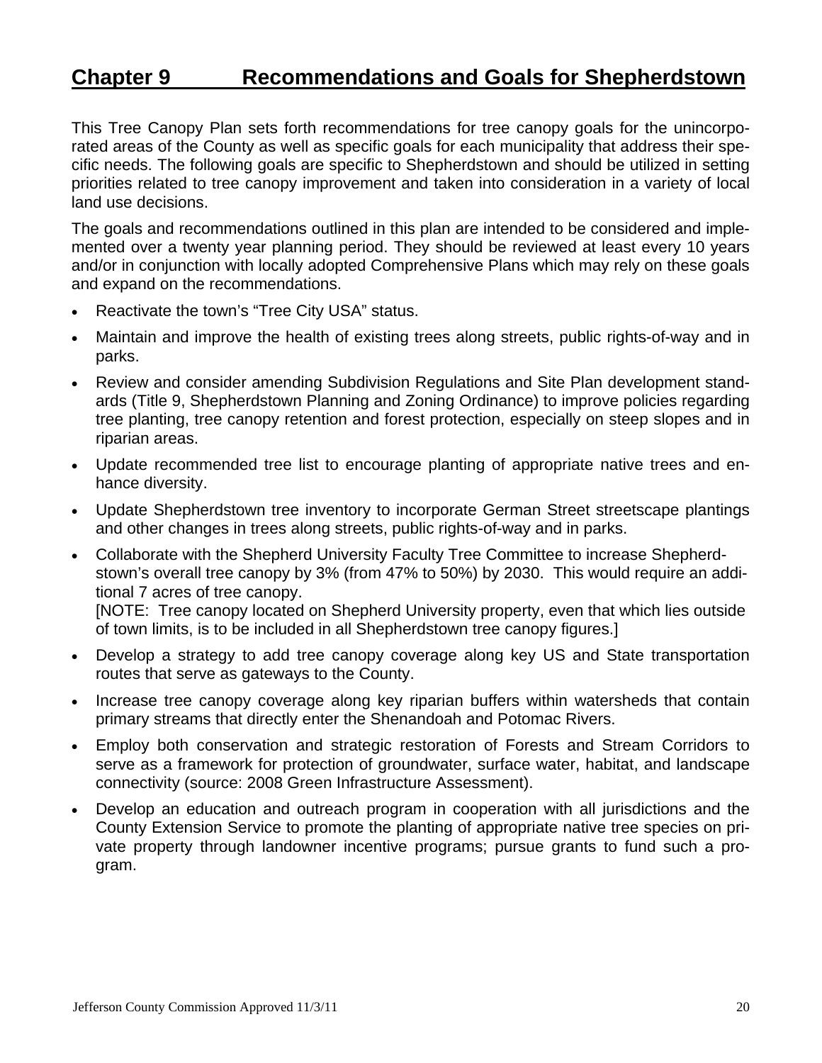# Chapter 9 Recommendations and Goals for Shepherdstown

This Tree Canopy Plan sets forth recommendations for tree canopy goals for the unincorporated areas of the County as well as specific goals for each municipality that address their specific needs. The following goals are specific to Shepherdstown and should be utilized in setting priorities related to tree canopy improvement and taken into consideration in a variety of local land use decisions.

The goals and recommendations outlined in this plan are intended to be considered and implemented over a twenty year planning period. They should be reviewed at least every 10 years and/or in conjunction with locally adopted Comprehensive Plans which may rely on these goals and expand on the recommendations.

- Reactivate the town's "Tree City USA" status.
- Maintain and improve the health of existing trees along streets, public rights-of-way and in parks.
- Review and consider amending Subdivision Regulations and Site Plan development standards (Title 9, Shepherdstown Planning and Zoning Ordinance) to improve policies regarding tree planting, tree canopy retention and forest protection, especially on steep slopes and in riparian areas.
- Update recommended tree list to encourage planting of appropriate native trees and enhance diversity.
- Update Shepherdstown tree inventory to incorporate German Street streetscape plantings and other changes in trees along streets, public rights-of-way and in parks.
- Collaborate with the Shepherd University Faculty Tree Committee to increase Shepherdstown's overall tree canopy by 3% (from 47% to 50%) by 2030. This would require an additional 7 acres of tree canopy.
  [NOTE: Tree canopy located on Shepherd University property, even that which lies outside of town limits, is to be included in all Shepherdstown tree canopy figures.]
- Develop a strategy to add tree canopy coverage along key US and State transportation routes that serve as gateways to the County.
- Increase tree canopy coverage along key riparian buffers within watersheds that contain primary streams that directly enter the Shenandoah and Potomac Rivers.
- Employ both conservation and strategic restoration of Forests and Stream Corridors to serve as a framework for protection of groundwater, surface water, habitat, and landscape connectivity (source: 2008 Green Infrastructure Assessment).
- Develop an education and outreach program in cooperation with all jurisdictions and the County Extension Service to promote the planting of appropriate native tree species on private property through landowner incentive programs; pursue grants to fund such a program.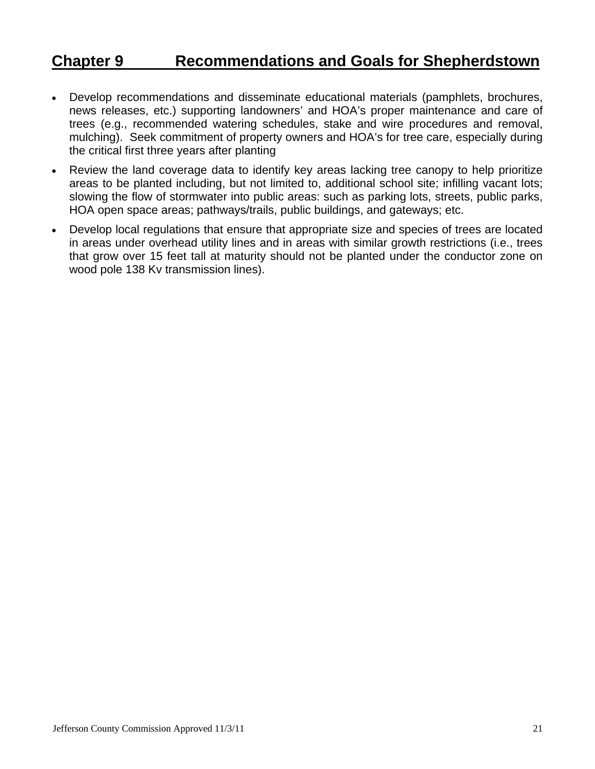## Chapter 9 Recommendations and Goals for Shepherdstown

- Develop recommendations and disseminate educational materials (pamphlets, brochures, news releases, etc.) supporting landowners' and HOA's proper maintenance and care of trees (e.g., recommended watering schedules, stake and wire procedures and removal, mulching). Seek commitment of property owners and HOA's for tree care, especially during the critical first three years after planting
- Review the land coverage data to identify key areas lacking tree canopy to help prioritize areas to be planted including, but not limited to, additional school site; infilling vacant lots; slowing the flow of stormwater into public areas: such as parking lots, streets, public parks, HOA open space areas; pathways/trails, public buildings, and gateways; etc.
- Develop local regulations that ensure that appropriate size and species of trees are located in areas under overhead utility lines and in areas with similar growth restrictions (i.e., trees that grow over 15 feet tall at maturity should not be planted under the conductor zone on wood pole 138 Kv transmission lines).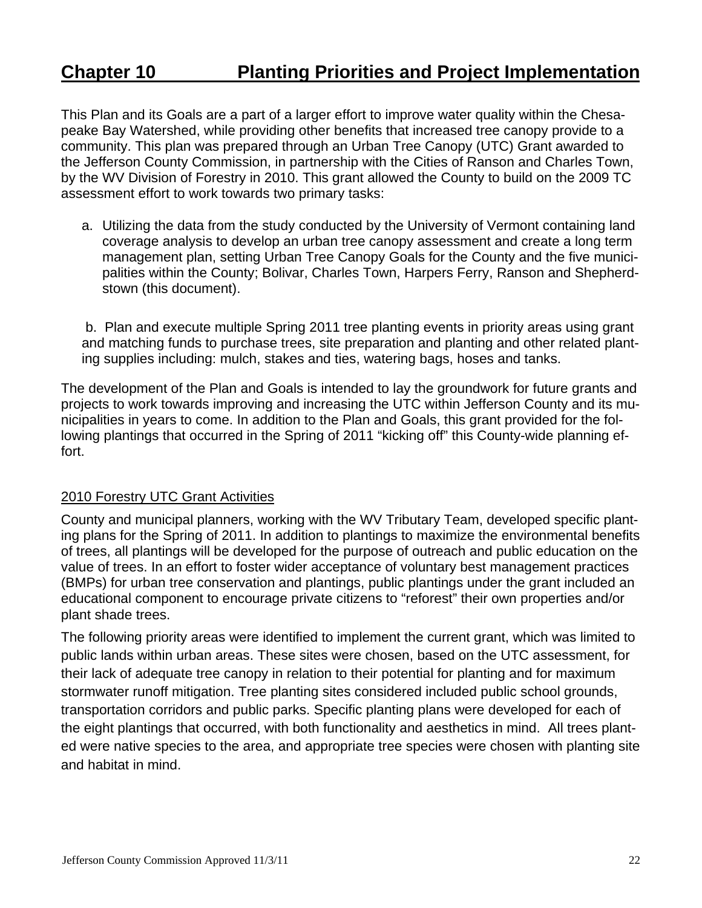# Chapter 10 Planting Priorities and Project Implementation

This Plan and its Goals are a part of a larger effort to improve water quality within the Chesapeake Bay Watershed, while providing other benefits that increased tree canopy provide to a community. This plan was prepared through an Urban Tree Canopy (UTC) Grant awarded to the Jefferson County Commission, in partnership with the Cities of Ranson and Charles Town, by the WV Division of Forestry in 2010. This grant allowed the County to build on the 2009 TC assessment effort to work towards two primary tasks:

a. Utilizing the data from the study conducted by the University of Vermont containing land coverage analysis to develop an urban tree canopy assessment and create a long term management plan, setting Urban Tree Canopy Goals for the County and the five municipalities within the County; Bolivar, Charles Town, Harpers Ferry, Ranson and Shepherdstown (this document).

b. Plan and execute multiple Spring 2011 tree planting events in priority areas using grant and matching funds to purchase trees, site preparation and planting and other related planting supplies including: mulch, stakes and ties, watering bags, hoses and tanks.

The development of the Plan and Goals is intended to lay the groundwork for future grants and projects to work towards improving and increasing the UTC within Jefferson County and its municipalities in years to come. In addition to the Plan and Goals, this grant provided for the following plantings that occurred in the Spring of 2011 "kicking off" this County-wide planning effort.

## 2010 Forestry UTC Grant Activities

County and municipal planners, working with the WV Tributary Team, developed specific planting plans for the Spring of 2011. In addition to plantings to maximize the environmental benefits of trees, all plantings will be developed for the purpose of outreach and public education on the value of trees. In an effort to foster wider acceptance of voluntary best management practices (BMPs) for urban tree conservation and plantings, public plantings under the grant included an educational component to encourage private citizens to "reforest" their own properties and/or plant shade trees.

The following priority areas were identified to implement the current grant, which was limited to public lands within urban areas. These sites were chosen, based on the UTC assessment, for their lack of adequate tree canopy in relation to their potential for planting and for maximum stormwater runoff mitigation. Tree planting sites considered included public school grounds, transportation corridors and public parks. Specific planting plans were developed for each of the eight plantings that occurred, with both functionality and aesthetics in mind. All trees planted were native species to the area, and appropriate tree species were chosen with planting site and habitat in mind.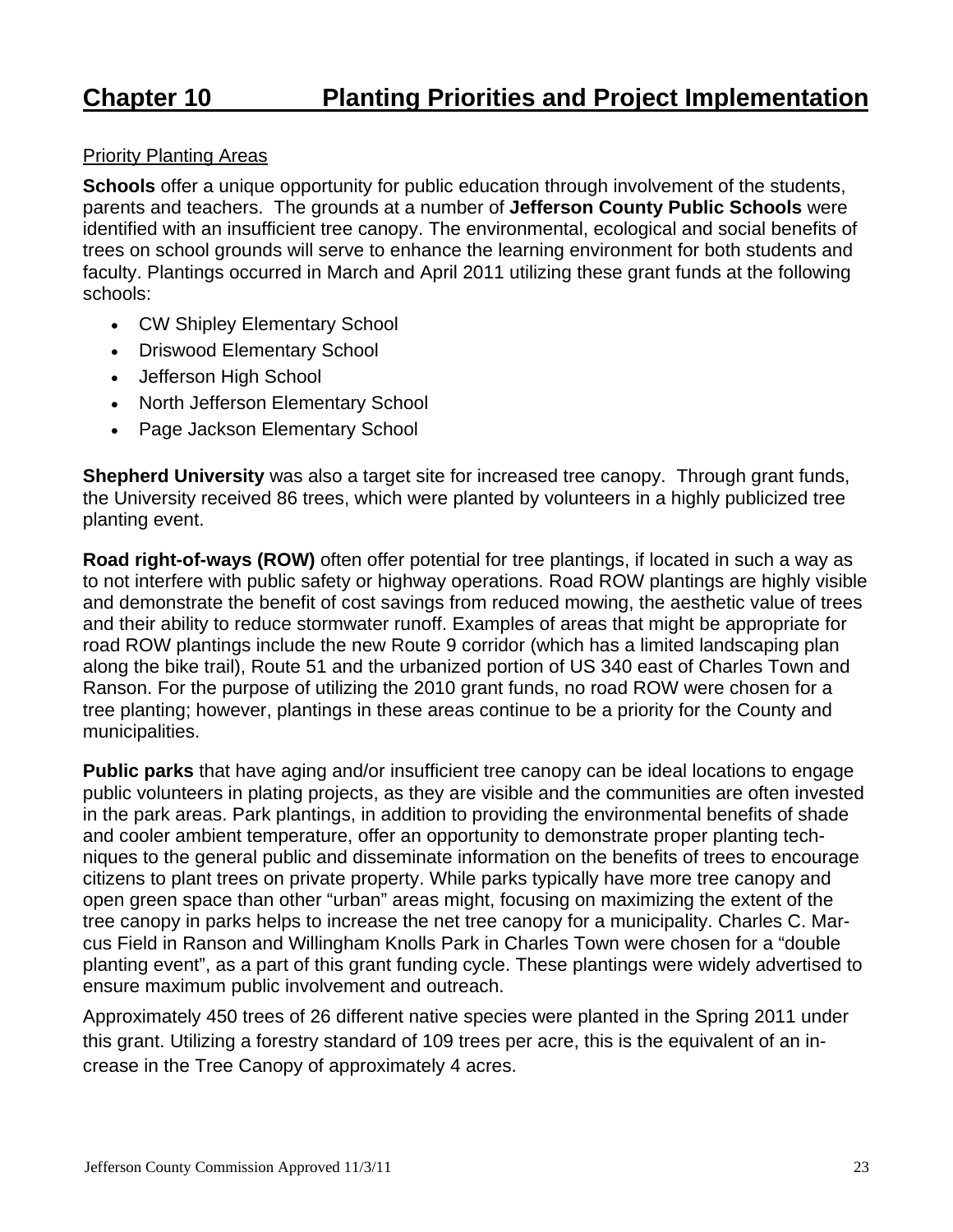# Chapter 10 Planting Priorities and Project Implementation

Priority Planting Areas

**Schools** offer a unique opportunity for public education through involvement of the students, parents and teachers. The grounds at a number of **Jefferson County Public Schools** were identified with an insufficient tree canopy. The environmental, ecological and social benefits of trees on school grounds will serve to enhance the learning environment for both students and faculty. Plantings occurred in March and April 2011 utilizing these grant funds at the following schools:

- CW Shipley Elementary School
- Driswood Elementary School
- Jefferson High School
- North Jefferson Elementary School
- Page Jackson Elementary School

**Shepherd University** was also a target site for increased tree canopy. Through grant funds, the University received 86 trees, which were planted by volunteers in a highly publicized tree planting event.

**Road right-of-ways (ROW)** often offer potential for tree plantings, if located in such a way as to not interfere with public safety or highway operations. Road ROW plantings are highly visible and demonstrate the benefit of cost savings from reduced mowing, the aesthetic value of trees and their ability to reduce stormwater runoff. Examples of areas that might be appropriate for road ROW plantings include the new Route 9 corridor (which has a limited landscaping plan along the bike trail), Route 51 and the urbanized portion of US 340 east of Charles Town and Ranson. For the purpose of utilizing the 2010 grant funds, no road ROW were chosen for a tree planting; however, plantings in these areas continue to be a priority for the County and municipalities.

**Public parks** that have aging and/or insufficient tree canopy can be ideal locations to engage public volunteers in plating projects, as they are visible and the communities are often invested in the park areas. Park plantings, in addition to providing the environmental benefits of shade and cooler ambient temperature, offer an opportunity to demonstrate proper planting techniques to the general public and disseminate information on the benefits of trees to encourage citizens to plant trees on private property. While parks typically have more tree canopy and open green space than other "urban" areas might, focusing on maximizing the extent of the tree canopy in parks helps to increase the net tree canopy for a municipality. Charles C. Marcus Field in Ranson and Willingham Knolls Park in Charles Town were chosen for a "double planting event", as a part of this grant funding cycle. These plantings were widely advertised to ensure maximum public involvement and outreach.

Approximately 450 trees of 26 different native species were planted in the Spring 2011 under this grant. Utilizing a forestry standard of 109 trees per acre, this is the equivalent of an increase in the Tree Canopy of approximately 4 acres.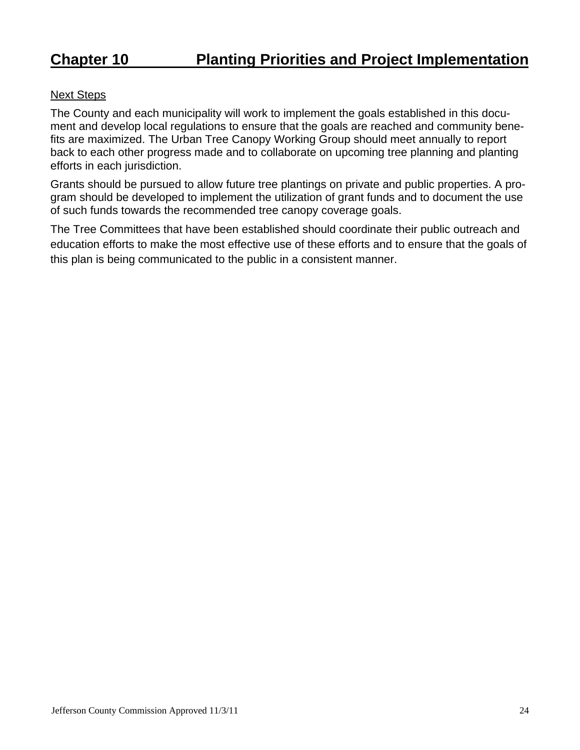# Chapter 10 Planting Priorities and Project Implementation

## Next Steps

The County and each municipality will work to implement the goals established in this document and develop local regulations to ensure that the goals are reached and community benefits are maximized. The Urban Tree Canopy Working Group should meet annually to report back to each other progress made and to collaborate on upcoming tree planning and planting efforts in each jurisdiction.

Grants should be pursued to allow future tree plantings on private and public properties. A program should be developed to implement the utilization of grant funds and to document the use of such funds towards the recommended tree canopy coverage goals.

The Tree Committees that have been established should coordinate their public outreach and education efforts to make the most effective use of these efforts and to ensure that the goals of this plan is being communicated to the public in a consistent manner.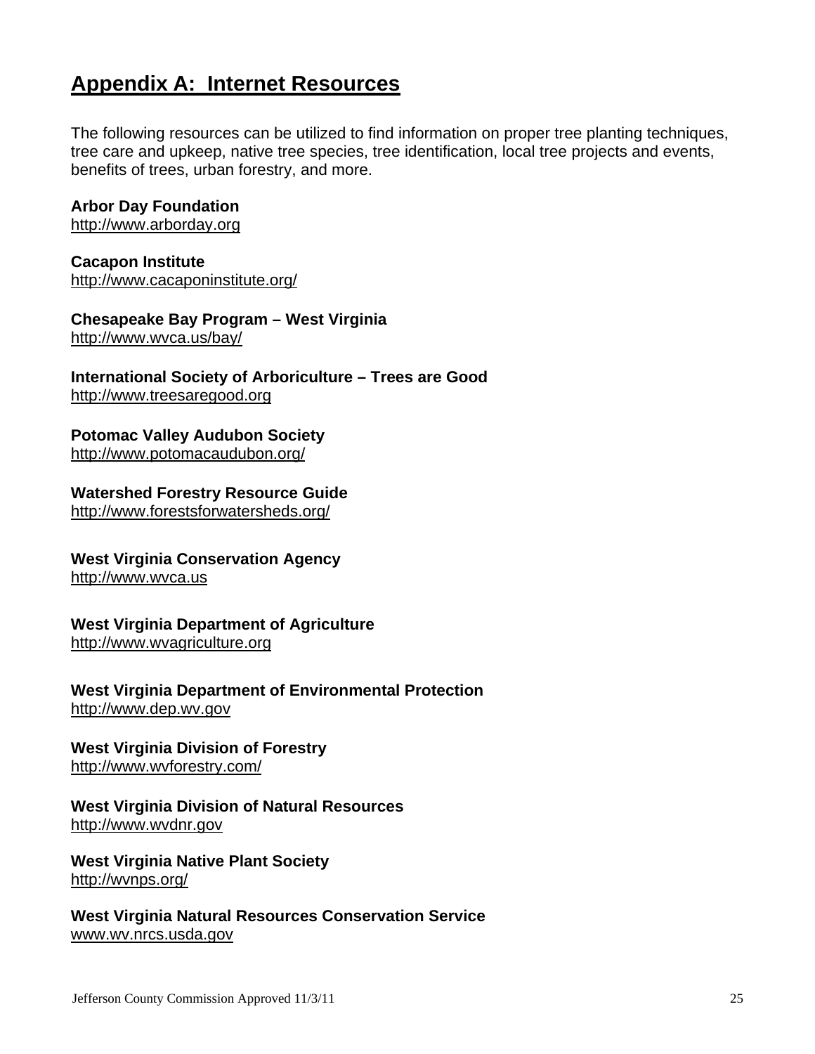# Appendix A: Internet Resources

The following resources can be utilized to find information on proper tree planting techniques, tree care and upkeep, native tree species, tree identification, local tree projects and events, benefits of trees, urban forestry, and more.

**Arbor Day Foundation**
http://www.arborday.org

**Cacapon Institute**
http://www.cacaponinstitute.org/

**Chesapeake Bay Program – West Virginia**
http://www.wvca.us/bay/

**International Society of Arboriculture – Trees are Good**
http://www.treesaregood.org

**Potomac Valley Audubon Society**
http://www.potomacaudubon.org/

**Watershed Forestry Resource Guide**
http://www.forestsforwatersheds.org/

**West Virginia Conservation Agency**
http://www.wvca.us

**West Virginia Department of Agriculture**
http://www.wvagriculture.org

**West Virginia Department of Environmental Protection**
http://www.dep.wv.gov

**West Virginia Division of Forestry**
http://www.wvforestry.com/

**West Virginia Division of Natural Resources**
http://www.wvdnr.gov

**West Virginia Native Plant Society**
http://wvnps.org/

**West Virginia Natural Resources Conservation Service**
www.wv.nrcs.usda.gov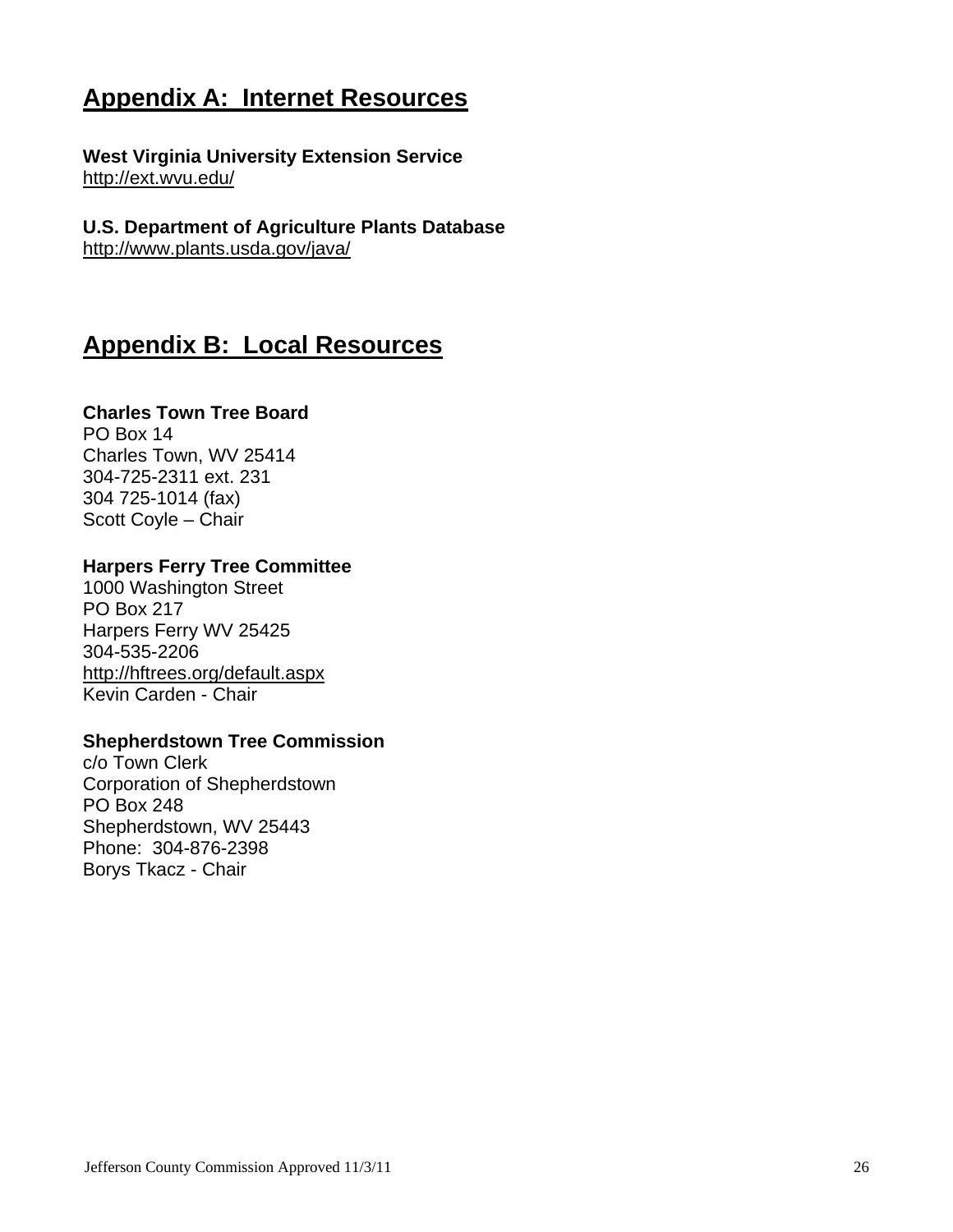## Appendix A:  Internet Resources

**West Virginia University Extension Service**
http://ext.wvu.edu/

**U.S. Department of Agriculture Plants Database**
http://www.plants.usda.gov/java/

## Appendix B:  Local Resources

**Charles Town Tree Board**
PO Box 14
Charles Town, WV 25414
304-725-2311 ext. 231
304 725-1014 (fax)
Scott Coyle – Chair

**Harpers Ferry Tree Committee**
1000 Washington Street
PO Box 217
Harpers Ferry WV 25425
304-535-2206
http://hftrees.org/default.aspx
Kevin Carden - Chair

**Shepherdstown Tree Commission**
c/o Town Clerk
Corporation of Shepherdstown
PO Box 248
Shepherdstown, WV 25443
Phone:  304-876-2398
Borys Tkacz - Chair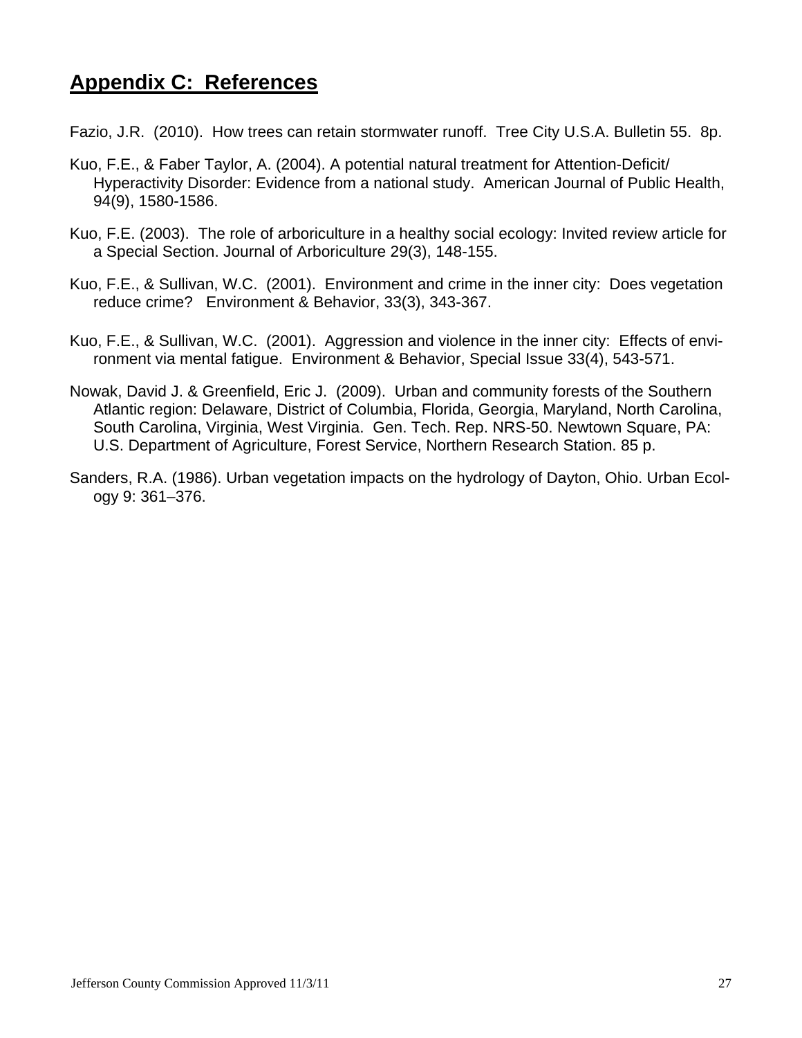## Appendix C: References

Fazio, J.R. (2010). How trees can retain stormwater runoff. Tree City U.S.A. Bulletin 55. 8p.

Kuo, F.E., & Faber Taylor, A. (2004). A potential natural treatment for Attention-Deficit/Hyperactivity Disorder: Evidence from a national study. American Journal of Public Health, 94(9), 1580-1586.

Kuo, F.E. (2003). The role of arboriculture in a healthy social ecology: Invited review article for a Special Section. Journal of Arboriculture 29(3), 148-155.

Kuo, F.E., & Sullivan, W.C. (2001). Environment and crime in the inner city: Does vegetation reduce crime? Environment & Behavior, 33(3), 343-367.

Kuo, F.E., & Sullivan, W.C. (2001). Aggression and violence in the inner city: Effects of environment via mental fatigue. Environment & Behavior, Special Issue 33(4), 543-571.

Nowak, David J. & Greenfield, Eric J. (2009). Urban and community forests of the Southern Atlantic region: Delaware, District of Columbia, Florida, Georgia, Maryland, North Carolina, South Carolina, Virginia, West Virginia. Gen. Tech. Rep. NRS-50. Newtown Square, PA: U.S. Department of Agriculture, Forest Service, Northern Research Station. 85 p.

Sanders, R.A. (1986). Urban vegetation impacts on the hydrology of Dayton, Ohio. Urban Ecology 9: 361–376.